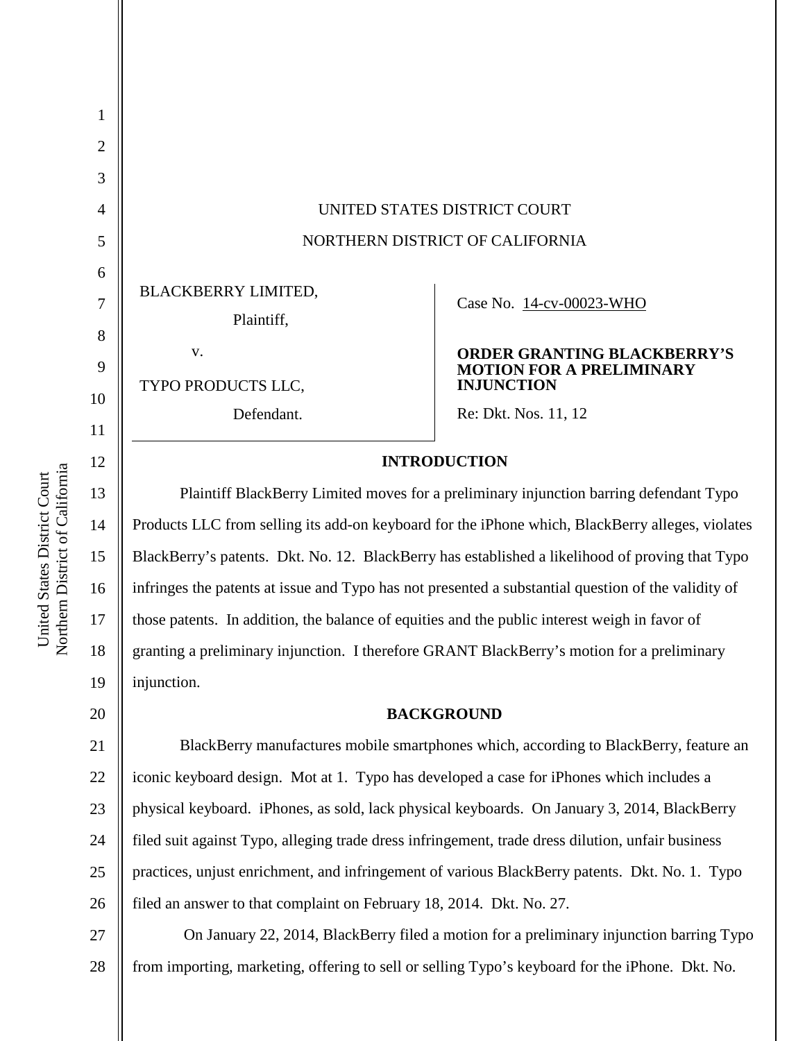UNITED STATES DISTRICT COURT

NORTHERN DISTRICT OF CALIFORNIA

| | |
|---|---|
| BLACKBERRY LIMITED,<br>Plaintiff,<br>v.<br>TYPO PRODUCTS LLC,<br>Defendant. | Case No. 14-cv-00023-WHO<br><br>**ORDER GRANTING BLACKBERRY'S MOTION FOR A PRELIMINARY INJUNCTION**<br><br>Re: Dkt. Nos. 11, 12 |

## INTRODUCTION

Plaintiff BlackBerry Limited moves for a preliminary injunction barring defendant Typo Products LLC from selling its add-on keyboard for the iPhone which, BlackBerry alleges, violates BlackBerry's patents. Dkt. No. 12. BlackBerry has established a likelihood of proving that Typo infringes the patents at issue and Typo has not presented a substantial question of the validity of those patents. In addition, the balance of equities and the public interest weigh in favor of granting a preliminary injunction. I therefore GRANT BlackBerry's motion for a preliminary injunction.

## BACKGROUND

BlackBerry manufactures mobile smartphones which, according to BlackBerry, feature an iconic keyboard design. Mot at 1. Typo has developed a case for iPhones which includes a physical keyboard. iPhones, as sold, lack physical keyboards. On January 3, 2014, BlackBerry filed suit against Typo, alleging trade dress infringement, trade dress dilution, unfair business practices, unjust enrichment, and infringement of various BlackBerry patents. Dkt. No. 1. Typo filed an answer to that complaint on February 18, 2014. Dkt. No. 27.

On January 22, 2014, BlackBerry filed a motion for a preliminary injunction barring Typo from importing, marketing, offering to sell or selling Typo's keyboard for the iPhone. Dkt. No.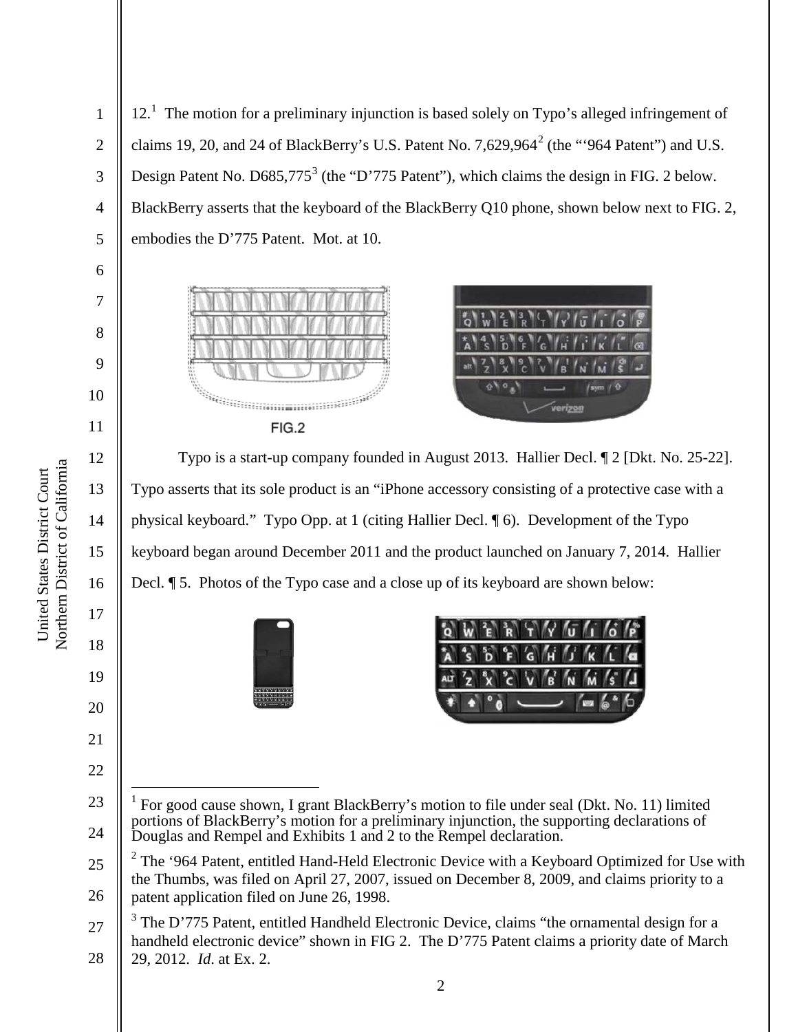12.[1] The motion for a preliminary injunction is based solely on Typo's alleged infringement of claims 19, 20, and 24 of BlackBerry's U.S. Patent No. 7,629,964[2] (the "'964 Patent") and U.S. Design Patent No. D685,775[3] (the "D'775 Patent"), which claims the design in FIG. 2 below. BlackBerry asserts that the keyboard of the BlackBerry Q10 phone, shown below next to FIG. 2, embodies the D'775 Patent. Mot. at 10.

FIG.2

Typo is a start-up company founded in August 2013. Hallier Decl. ¶ 2 [Dkt. No. 25-22]. Typo asserts that its sole product is an "iPhone accessory consisting of a protective case with a physical keyboard." Typo Opp. at 1 (citing Hallier Decl. ¶ 6). Development of the Typo keyboard began around December 2011 and the product launched on January 7, 2014. Hallier Decl. ¶ 5. Photos of the Typo case and a close up of its keyboard are shown below:

---

[1] For good cause shown, I grant BlackBerry's motion to file under seal (Dkt. No. 11) limited portions of BlackBerry's motion for a preliminary injunction, the supporting declarations of Douglas and Rempel and Exhibits 1 and 2 to the Rempel declaration.

[2] The '964 Patent, entitled Hand-Held Electronic Device with a Keyboard Optimized for Use with the Thumbs, was filed on April 27, 2007, issued on December 8, 2009, and claims priority to a patent application filed on June 26, 1998.

[3] The D'775 Patent, entitled Handheld Electronic Device, claims "the ornamental design for a handheld electronic device" shown in FIG 2. The D'775 Patent claims a priority date of March 29, 2012. *Id.* at Ex. 2.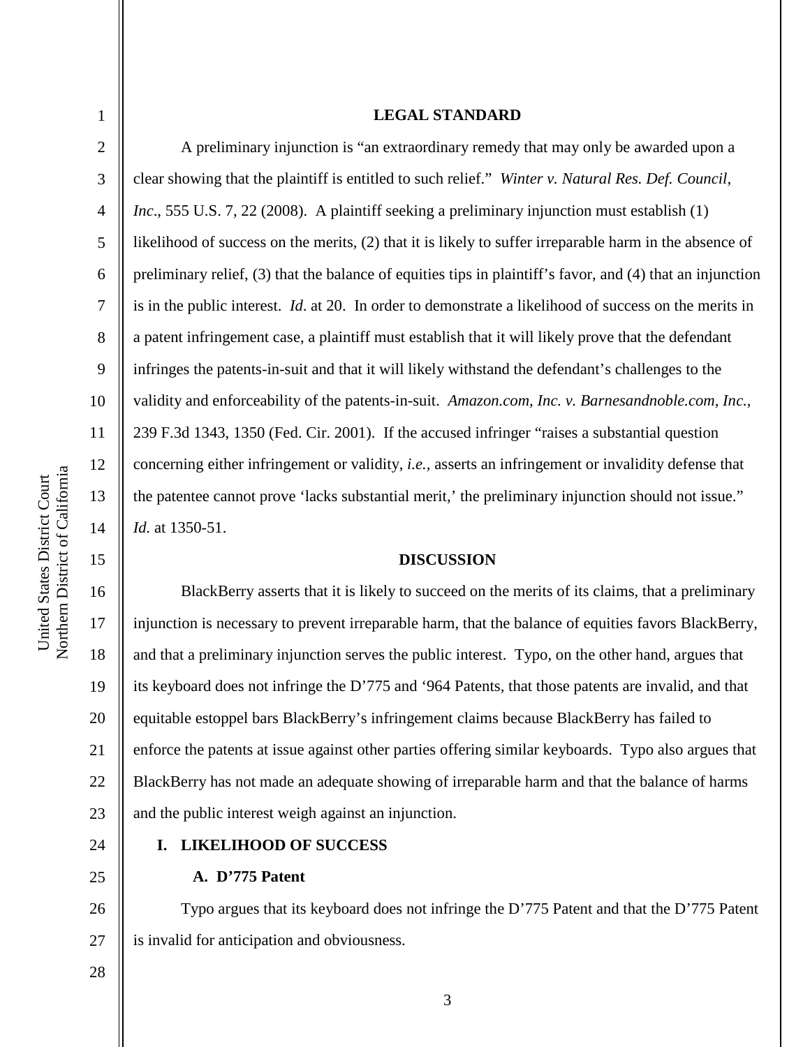## LEGAL STANDARD

A preliminary injunction is "an extraordinary remedy that may only be awarded upon a clear showing that the plaintiff is entitled to such relief." *Winter v. Natural Res. Def. Council, Inc*., 555 U.S. 7, 22 (2008). A plaintiff seeking a preliminary injunction must establish (1) likelihood of success on the merits, (2) that it is likely to suffer irreparable harm in the absence of preliminary relief, (3) that the balance of equities tips in plaintiff's favor, and (4) that an injunction is in the public interest. *Id*. at 20. In order to demonstrate a likelihood of success on the merits in a patent infringement case, a plaintiff must establish that it will likely prove that the defendant infringes the patents-in-suit and that it will likely withstand the defendant's challenges to the validity and enforceability of the patents-in-suit. *Amazon.com, Inc. v. Barnesandnoble.com, Inc.*, 239 F.3d 1343, 1350 (Fed. Cir. 2001). If the accused infringer "raises a substantial question concerning either infringement or validity, *i.e.*, asserts an infringement or invalidity defense that the patentee cannot prove 'lacks substantial merit,' the preliminary injunction should not issue." *Id.* at 1350-51.

## DISCUSSION

BlackBerry asserts that it is likely to succeed on the merits of its claims, that a preliminary injunction is necessary to prevent irreparable harm, that the balance of equities favors BlackBerry, and that a preliminary injunction serves the public interest. Typo, on the other hand, argues that its keyboard does not infringe the D'775 and '964 Patents, that those patents are invalid, and that equitable estoppel bars BlackBerry's infringement claims because BlackBerry has failed to enforce the patents at issue against other parties offering similar keyboards. Typo also argues that BlackBerry has not made an adequate showing of irreparable harm and that the balance of harms and the public interest weigh against an injunction.

### I. LIKELIHOOD OF SUCCESS

#### A. D'775 Patent

Typo argues that its keyboard does not infringe the D'775 Patent and that the D'775 Patent is invalid for anticipation and obviousness.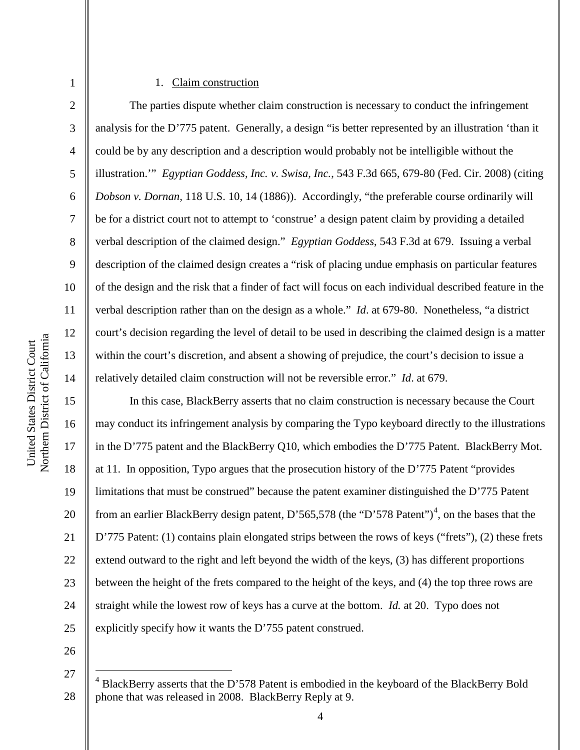1. Claim construction

The parties dispute whether claim construction is necessary to conduct the infringement analysis for the D'775 patent. Generally, a design "is better represented by an illustration 'than it could be by any description and a description would probably not be intelligible without the illustration.'" *Egyptian Goddess, Inc. v. Swisa, Inc.*, 543 F.3d 665, 679-80 (Fed. Cir. 2008) (citing *Dobson v. Dornan*, 118 U.S. 10, 14 (1886)). Accordingly, "the preferable course ordinarily will be for a district court not to attempt to 'construe' a design patent claim by providing a detailed verbal description of the claimed design." *Egyptian Goddess*, 543 F.3d at 679. Issuing a verbal description of the claimed design creates a "risk of placing undue emphasis on particular features of the design and the risk that a finder of fact will focus on each individual described feature in the verbal description rather than on the design as a whole." *Id*. at 679-80. Nonetheless, "a district court's decision regarding the level of detail to be used in describing the claimed design is a matter within the court's discretion, and absent a showing of prejudice, the court's decision to issue a relatively detailed claim construction will not be reversible error." *Id*. at 679.

In this case, BlackBerry asserts that no claim construction is necessary because the Court may conduct its infringement analysis by comparing the Typo keyboard directly to the illustrations in the D'775 patent and the BlackBerry Q10, which embodies the D'775 Patent. BlackBerry Mot. at 11. In opposition, Typo argues that the prosecution history of the D'775 Patent "provides limitations that must be construed" because the patent examiner distinguished the D'775 Patent from an earlier BlackBerry design patent, D'565,578 (the "D'578 Patent")[4], on the bases that the D'775 Patent: (1) contains plain elongated strips between the rows of keys ("frets"), (2) these frets extend outward to the right and left beyond the width of the keys, (3) has different proportions between the height of the frets compared to the height of the keys, and (4) the top three rows are straight while the lowest row of keys has a curve at the bottom. *Id.* at 20. Typo does not explicitly specify how it wants the D'755 patent construed.

[4] BlackBerry asserts that the D'578 Patent is embodied in the keyboard of the BlackBerry Bold phone that was released in 2008. BlackBerry Reply at 9.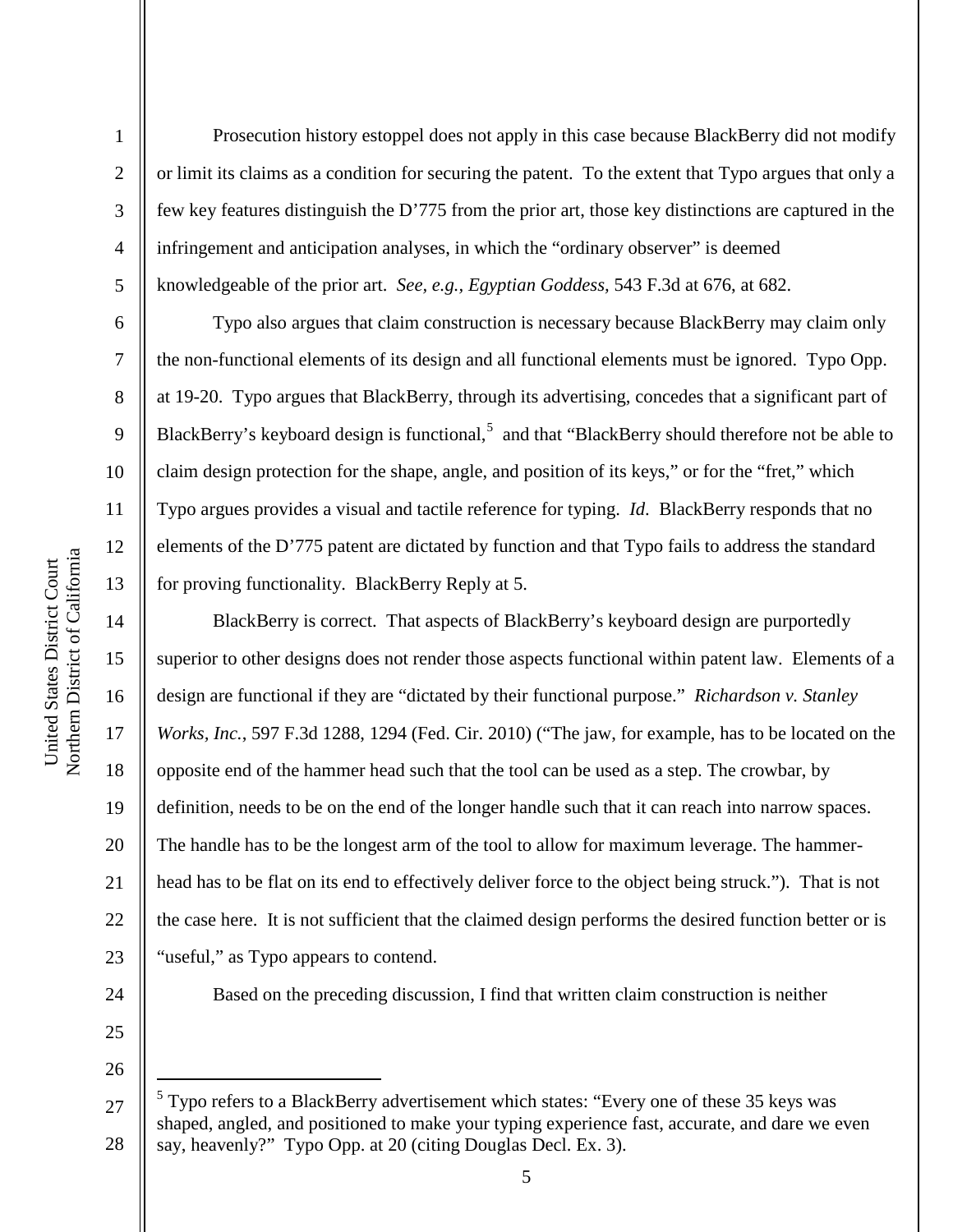Prosecution history estoppel does not apply in this case because BlackBerry did not modify or limit its claims as a condition for securing the patent. To the extent that Typo argues that only a few key features distinguish the D'775 from the prior art, those key distinctions are captured in the infringement and anticipation analyses, in which the "ordinary observer" is deemed knowledgeable of the prior art. *See, e.g.*, *Egyptian Goddess*, 543 F.3d at 676, at 682.

Typo also argues that claim construction is necessary because BlackBerry may claim only the non-functional elements of its design and all functional elements must be ignored. Typo Opp. at 19-20. Typo argues that BlackBerry, through its advertising, concedes that a significant part of BlackBerry's keyboard design is functional,[5] and that "BlackBerry should therefore not be able to claim design protection for the shape, angle, and position of its keys," or for the "fret," which Typo argues provides a visual and tactile reference for typing. *Id.* BlackBerry responds that no elements of the D'775 patent are dictated by function and that Typo fails to address the standard for proving functionality. BlackBerry Reply at 5.

BlackBerry is correct. That aspects of BlackBerry's keyboard design are purportedly superior to other designs does not render those aspects functional within patent law. Elements of a design are functional if they are "dictated by their functional purpose." *Richardson v. Stanley Works, Inc.*, 597 F.3d 1288, 1294 (Fed. Cir. 2010) ("The jaw, for example, has to be located on the opposite end of the hammer head such that the tool can be used as a step. The crowbar, by definition, needs to be on the end of the longer handle such that it can reach into narrow spaces. The handle has to be the longest arm of the tool to allow for maximum leverage. The hammer-head has to be flat on its end to effectively deliver force to the object being struck."). That is not the case here. It is not sufficient that the claimed design performs the desired function better or is "useful," as Typo appears to contend.

Based on the preceding discussion, I find that written claim construction is neither

---

[5] Typo refers to a BlackBerry advertisement which states: "Every one of these 35 keys was shaped, angled, and positioned to make your typing experience fast, accurate, and dare we even say, heavenly?" Typo Opp. at 20 (citing Douglas Decl. Ex. 3).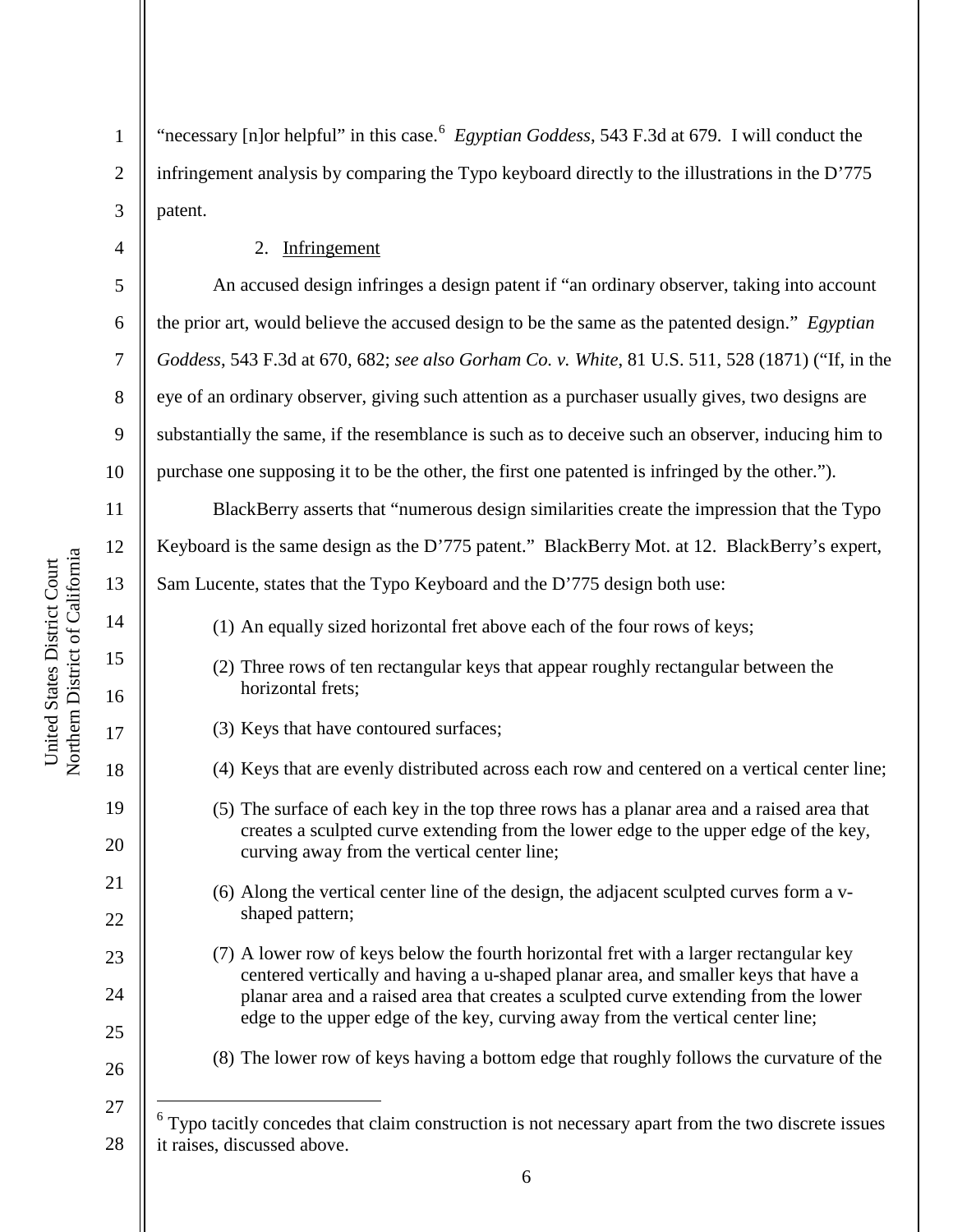"necessary [n]or helpful" in this case.[6] *Egyptian Goddess*, 543 F.3d at 679. I will conduct the infringement analysis by comparing the Typo keyboard directly to the illustrations in the D'775 patent.

2. Infringement

An accused design infringes a design patent if "an ordinary observer, taking into account the prior art, would believe the accused design to be the same as the patented design." *Egyptian Goddess*, 543 F.3d at 670, 682; *see also Gorham Co. v. White*, 81 U.S. 511, 528 (1871) ("If, in the eye of an ordinary observer, giving such attention as a purchaser usually gives, two designs are substantially the same, if the resemblance is such as to deceive such an observer, inducing him to purchase one supposing it to be the other, the first one patented is infringed by the other.").

BlackBerry asserts that "numerous design similarities create the impression that the Typo Keyboard is the same design as the D'775 patent." BlackBerry Mot. at 12. BlackBerry's expert, Sam Lucente, states that the Typo Keyboard and the D'775 design both use:

(1) An equally sized horizontal fret above each of the four rows of keys;

(2) Three rows of ten rectangular keys that appear roughly rectangular between the horizontal frets;

(3) Keys that have contoured surfaces;

(4) Keys that are evenly distributed across each row and centered on a vertical center line;

(5) The surface of each key in the top three rows has a planar area and a raised area that creates a sculpted curve extending from the lower edge to the upper edge of the key, curving away from the vertical center line;

(6) Along the vertical center line of the design, the adjacent sculpted curves form a v-shaped pattern;

(7) A lower row of keys below the fourth horizontal fret with a larger rectangular key centered vertically and having a u-shaped planar area, and smaller keys that have a planar area and a raised area that creates a sculpted curve extending from the lower edge to the upper edge of the key, curving away from the vertical center line;

(8) The lower row of keys having a bottom edge that roughly follows the curvature of the

[6] Typo tacitly concedes that claim construction is not necessary apart from the two discrete issues it raises, discussed above.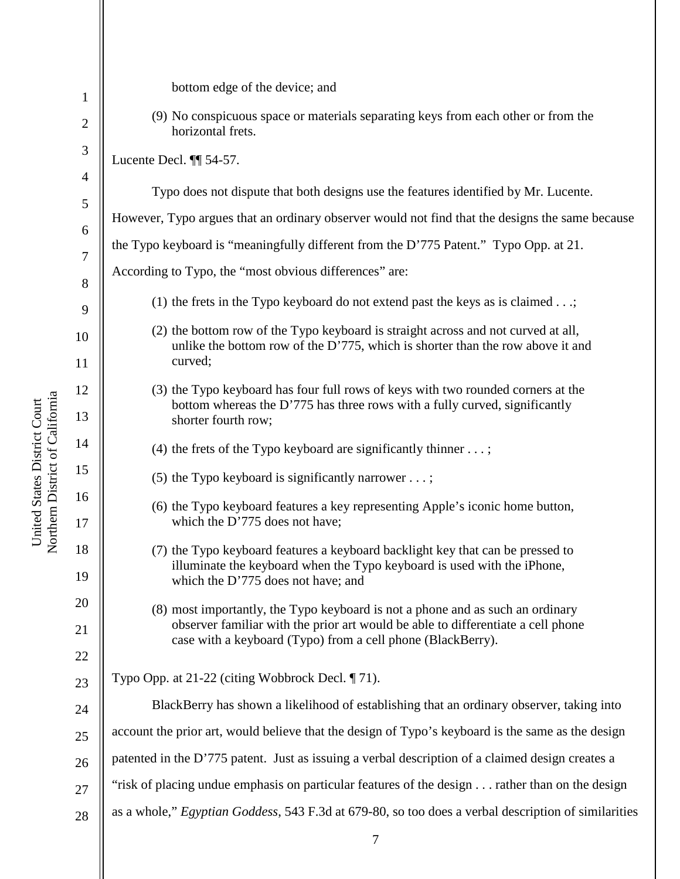bottom edge of the device; and

(9) No conspicuous space or materials separating keys from each other or from the horizontal frets.

Lucente Decl. ¶¶ 54-57.

Typo does not dispute that both designs use the features identified by Mr. Lucente. However, Typo argues that an ordinary observer would not find that the designs the same because the Typo keyboard is "meaningfully different from the D'775 Patent." Typo Opp. at 21. According to Typo, the "most obvious differences" are:

(1) the frets in the Typo keyboard do not extend past the keys as is claimed . . .;

(2) the bottom row of the Typo keyboard is straight across and not curved at all, unlike the bottom row of the D'775, which is shorter than the row above it and curved;

(3) the Typo keyboard has four full rows of keys with two rounded corners at the bottom whereas the D'775 has three rows with a fully curved, significantly shorter fourth row;

(4) the frets of the Typo keyboard are significantly thinner . . . ;

(5) the Typo keyboard is significantly narrower . . . ;

(6) the Typo keyboard features a key representing Apple's iconic home button, which the D'775 does not have;

(7) the Typo keyboard features a keyboard backlight key that can be pressed to illuminate the keyboard when the Typo keyboard is used with the iPhone, which the D'775 does not have; and

(8) most importantly, the Typo keyboard is not a phone and as such an ordinary observer familiar with the prior art would be able to differentiate a cell phone case with a keyboard (Typo) from a cell phone (BlackBerry).

Typo Opp. at 21-22 (citing Wobbrock Decl. ¶ 71).

BlackBerry has shown a likelihood of establishing that an ordinary observer, taking into account the prior art, would believe that the design of Typo's keyboard is the same as the design patented in the D'775 patent. Just as issuing a verbal description of a claimed design creates a "risk of placing undue emphasis on particular features of the design . . . rather than on the design as a whole," *Egyptian Goddess*, 543 F.3d at 679-80, so too does a verbal description of similarities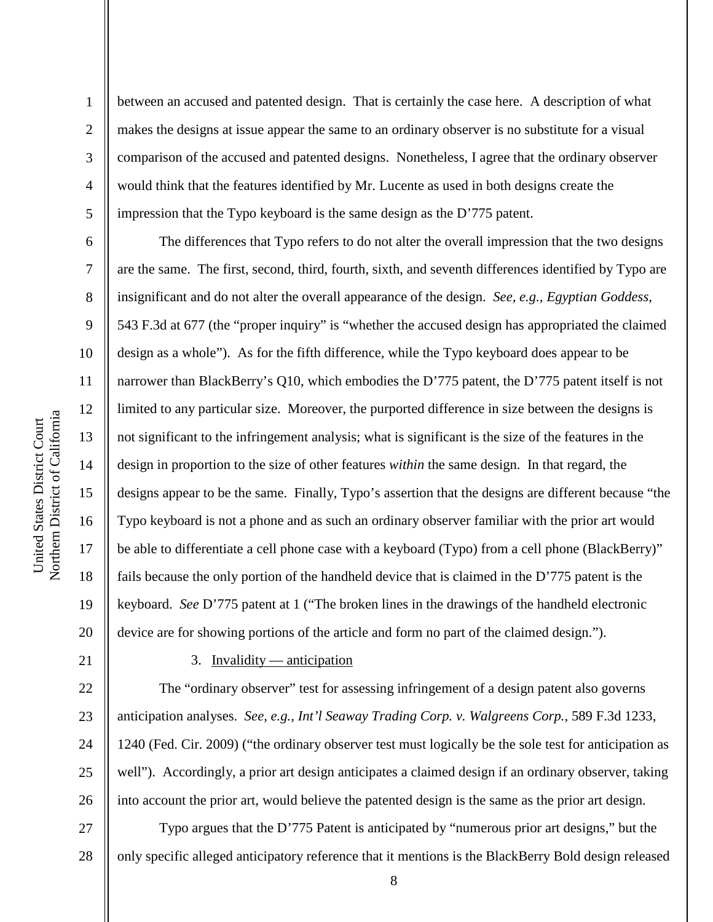between an accused and patented design. That is certainly the case here. A description of what makes the designs at issue appear the same to an ordinary observer is no substitute for a visual comparison of the accused and patented designs. Nonetheless, I agree that the ordinary observer would think that the features identified by Mr. Lucente as used in both designs create the impression that the Typo keyboard is the same design as the D'775 patent.

The differences that Typo refers to do not alter the overall impression that the two designs are the same. The first, second, third, fourth, sixth, and seventh differences identified by Typo are insignificant and do not alter the overall appearance of the design. *See, e.g.*, *Egyptian Goddess*, 543 F.3d at 677 (the "proper inquiry" is "whether the accused design has appropriated the claimed design as a whole"). As for the fifth difference, while the Typo keyboard does appear to be narrower than BlackBerry's Q10, which embodies the D'775 patent, the D'775 patent itself is not limited to any particular size. Moreover, the purported difference in size between the designs is not significant to the infringement analysis; what is significant is the size of the features in the design in proportion to the size of other features *within* the same design. In that regard, the designs appear to be the same. Finally, Typo's assertion that the designs are different because "the Typo keyboard is not a phone and as such an ordinary observer familiar with the prior art would be able to differentiate a cell phone case with a keyboard (Typo) from a cell phone (BlackBerry)" fails because the only portion of the handheld device that is claimed in the D'775 patent is the keyboard. *See* D'775 patent at 1 ("The broken lines in the drawings of the handheld electronic device are for showing portions of the article and form no part of the claimed design.").

3. Invalidity — anticipation

The "ordinary observer" test for assessing infringement of a design patent also governs anticipation analyses. *See, e.g.*, *Int'l Seaway Trading Corp. v. Walgreens Corp.*, 589 F.3d 1233, 1240 (Fed. Cir. 2009) ("the ordinary observer test must logically be the sole test for anticipation as well"). Accordingly, a prior art design anticipates a claimed design if an ordinary observer, taking into account the prior art, would believe the patented design is the same as the prior art design.

Typo argues that the D'775 Patent is anticipated by "numerous prior art designs," but the only specific alleged anticipatory reference that it mentions is the BlackBerry Bold design released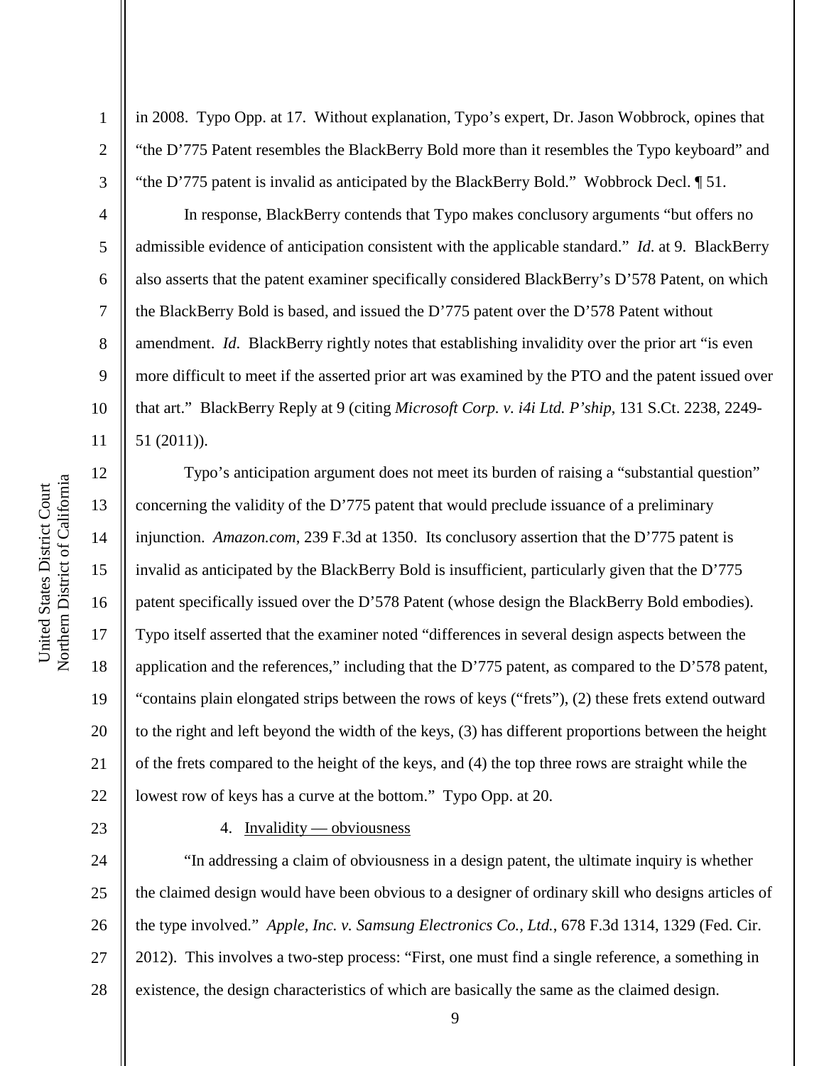in 2008. Typo Opp. at 17. Without explanation, Typo's expert, Dr. Jason Wobbrock, opines that "the D'775 Patent resembles the BlackBerry Bold more than it resembles the Typo keyboard" and "the D'775 patent is invalid as anticipated by the BlackBerry Bold." Wobbrock Decl. ¶ 51.

In response, BlackBerry contends that Typo makes conclusory arguments "but offers no admissible evidence of anticipation consistent with the applicable standard." *Id*. at 9. BlackBerry also asserts that the patent examiner specifically considered BlackBerry's D'578 Patent, on which the BlackBerry Bold is based, and issued the D'775 patent over the D'578 Patent without amendment. *Id*. BlackBerry rightly notes that establishing invalidity over the prior art "is even more difficult to meet if the asserted prior art was examined by the PTO and the patent issued over that art." BlackBerry Reply at 9 (citing *Microsoft Corp. v. i4i Ltd. P'ship*, 131 S.Ct. 2238, 2249-51 (2011)).

Typo's anticipation argument does not meet its burden of raising a "substantial question" concerning the validity of the D'775 patent that would preclude issuance of a preliminary injunction. *Amazon.com*, 239 F.3d at 1350. Its conclusory assertion that the D'775 patent is invalid as anticipated by the BlackBerry Bold is insufficient, particularly given that the D'775 patent specifically issued over the D'578 Patent (whose design the BlackBerry Bold embodies). Typo itself asserted that the examiner noted "differences in several design aspects between the application and the references," including that the D'775 patent, as compared to the D'578 patent, "contains plain elongated strips between the rows of keys ("frets"), (2) these frets extend outward to the right and left beyond the width of the keys, (3) has different proportions between the height of the frets compared to the height of the keys, and (4) the top three rows are straight while the lowest row of keys has a curve at the bottom." Typo Opp. at 20.

4. Invalidity — obviousness

"In addressing a claim of obviousness in a design patent, the ultimate inquiry is whether the claimed design would have been obvious to a designer of ordinary skill who designs articles of the type involved." *Apple, Inc. v. Samsung Electronics Co., Ltd.*, 678 F.3d 1314, 1329 (Fed. Cir. 2012). This involves a two-step process: "First, one must find a single reference, a something in existence, the design characteristics of which are basically the same as the claimed design.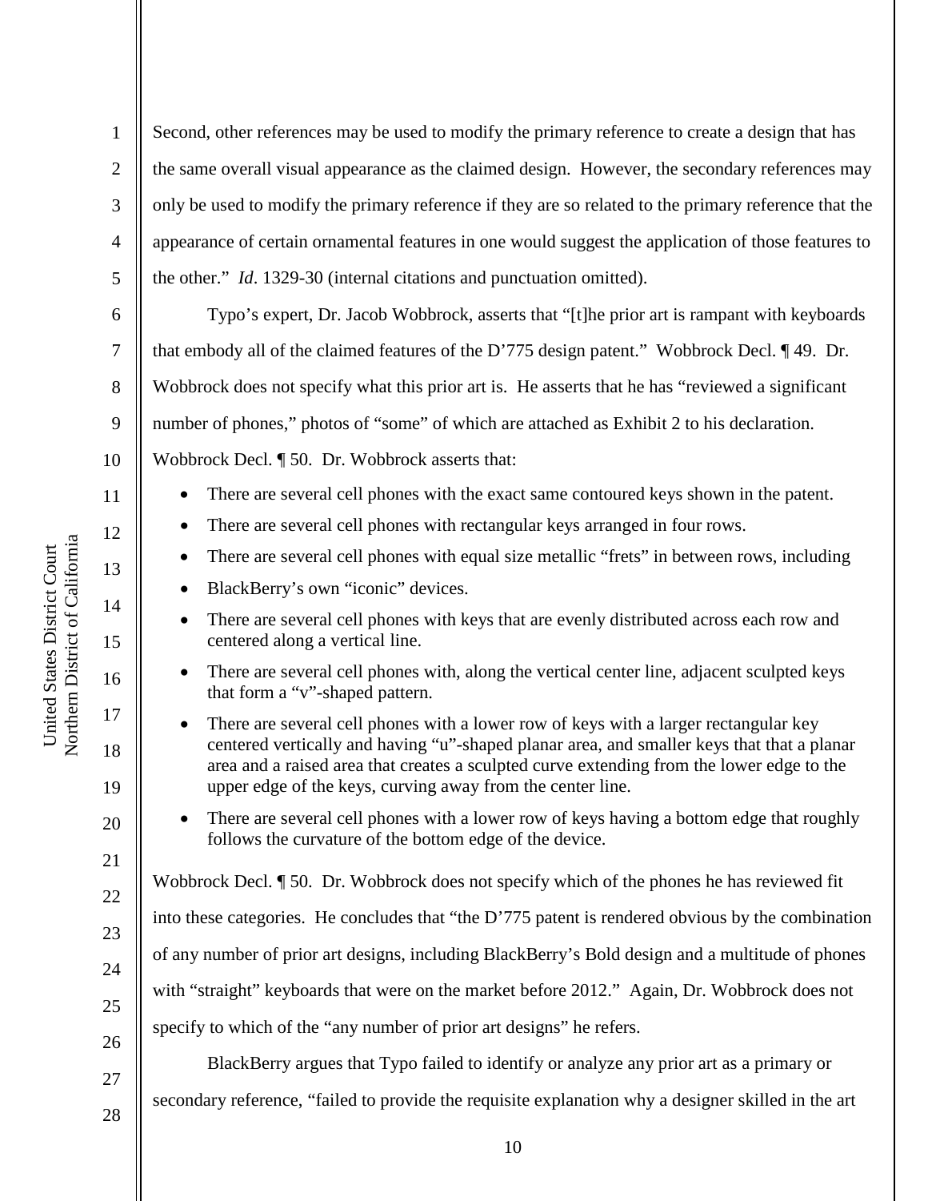Second, other references may be used to modify the primary reference to create a design that has the same overall visual appearance as the claimed design. However, the secondary references may only be used to modify the primary reference if they are so related to the primary reference that the appearance of certain ornamental features in one would suggest the application of those features to the other." *Id*. 1329-30 (internal citations and punctuation omitted).

Typo's expert, Dr. Jacob Wobbrock, asserts that "[t]he prior art is rampant with keyboards that embody all of the claimed features of the D'775 design patent." Wobbrock Decl. ¶ 49. Dr. Wobbrock does not specify what this prior art is. He asserts that he has "reviewed a significant number of phones," photos of "some" of which are attached as Exhibit 2 to his declaration. Wobbrock Decl. ¶ 50. Dr. Wobbrock asserts that:

- There are several cell phones with the exact same contoured keys shown in the patent.
- There are several cell phones with rectangular keys arranged in four rows.
- There are several cell phones with equal size metallic "frets" in between rows, including
- BlackBerry's own "iconic" devices.
- There are several cell phones with keys that are evenly distributed across each row and centered along a vertical line.
- There are several cell phones with, along the vertical center line, adjacent sculpted keys that form a "v"-shaped pattern.
- There are several cell phones with a lower row of keys with a larger rectangular key centered vertically and having "u"-shaped planar area, and smaller keys that that a planar area and a raised area that creates a sculpted curve extending from the lower edge to the upper edge of the keys, curving away from the center line.
- There are several cell phones with a lower row of keys having a bottom edge that roughly follows the curvature of the bottom edge of the device.

Wobbrock Decl. ¶ 50. Dr. Wobbrock does not specify which of the phones he has reviewed fit into these categories. He concludes that "the D'775 patent is rendered obvious by the combination of any number of prior art designs, including BlackBerry's Bold design and a multitude of phones with "straight" keyboards that were on the market before 2012." Again, Dr. Wobbrock does not specify to which of the "any number of prior art designs" he refers.

BlackBerry argues that Typo failed to identify or analyze any prior art as a primary or secondary reference, "failed to provide the requisite explanation why a designer skilled in the art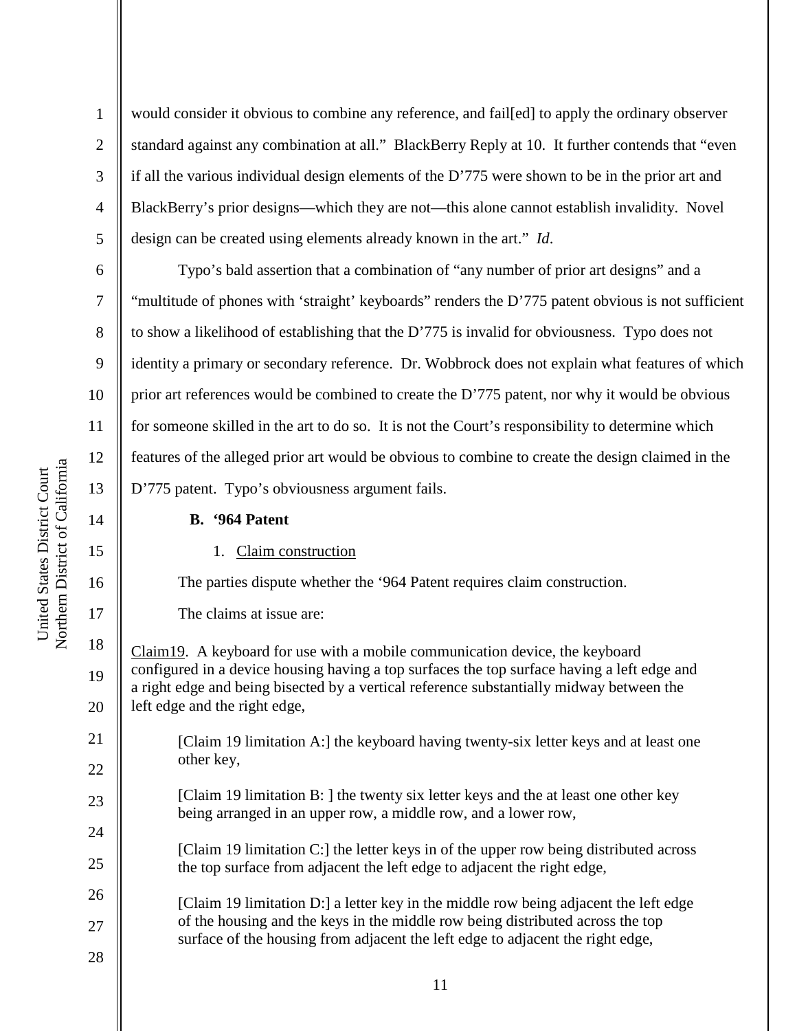would consider it obvious to combine any reference, and fail[ed] to apply the ordinary observer standard against any combination at all." BlackBerry Reply at 10. It further contends that "even if all the various individual design elements of the D'775 were shown to be in the prior art and BlackBerry's prior designs—which they are not—this alone cannot establish invalidity. Novel design can be created using elements already known in the art." *Id*.

Typo's bald assertion that a combination of "any number of prior art designs" and a "multitude of phones with 'straight' keyboards" renders the D'775 patent obvious is not sufficient to show a likelihood of establishing that the D'775 is invalid for obviousness. Typo does not identity a primary or secondary reference. Dr. Wobbrock does not explain what features of which prior art references would be combined to create the D'775 patent, nor why it would be obvious for someone skilled in the art to do so. It is not the Court's responsibility to determine which features of the alleged prior art would be obvious to combine to create the design claimed in the D'775 patent. Typo's obviousness argument fails.

### B. '964 Patent

#### 1. Claim construction

The parties dispute whether the '964 Patent requires claim construction.

The claims at issue are:

Claim19. A keyboard for use with a mobile communication device, the keyboard configured in a device housing having a top surfaces the top surface having a left edge and a right edge and being bisected by a vertical reference substantially midway between the left edge and the right edge,

> [Claim 19 limitation A:] the keyboard having twenty-six letter keys and at least one other key,
>
> [Claim 19 limitation B: ] the twenty six letter keys and the at least one other key being arranged in an upper row, a middle row, and a lower row,
>
> [Claim 19 limitation C:] the letter keys in of the upper row being distributed across the top surface from adjacent the left edge to adjacent the right edge,
>
> [Claim 19 limitation D:] a letter key in the middle row being adjacent the left edge of the housing and the keys in the middle row being distributed across the top surface of the housing from adjacent the left edge to adjacent the right edge,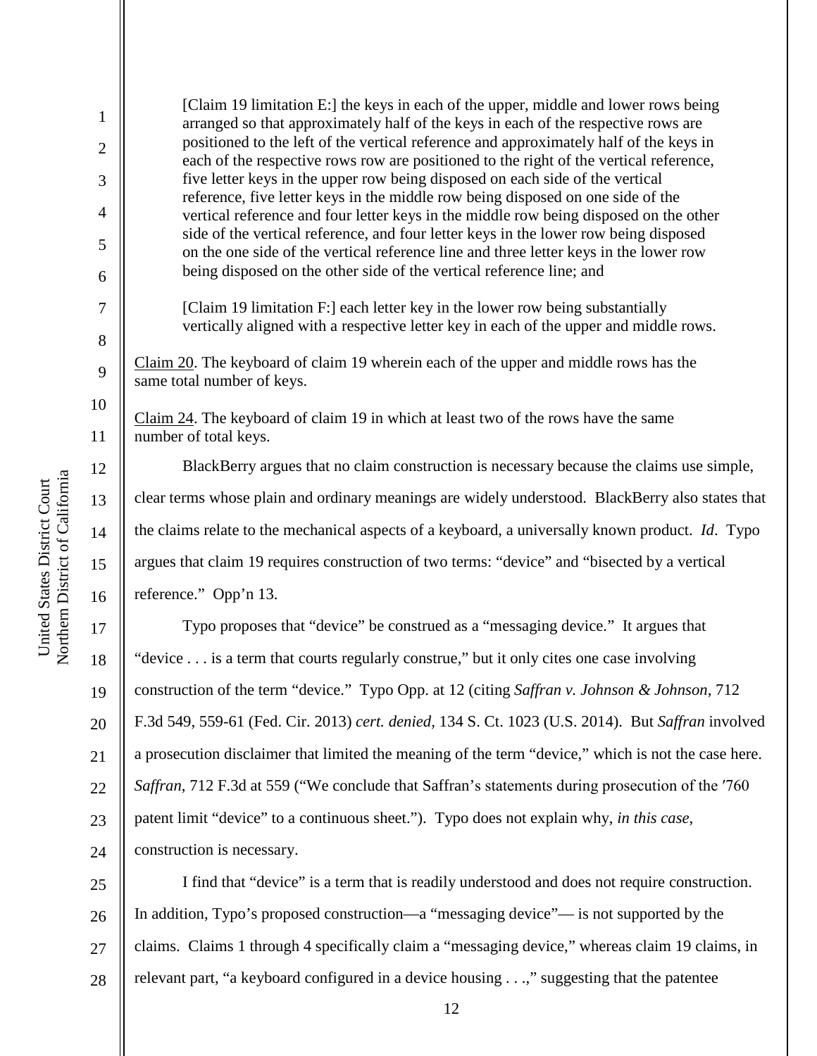[Claim 19 limitation E:] the keys in each of the upper, middle and lower rows being arranged so that approximately half of the keys in each of the respective rows are positioned to the left of the vertical reference and approximately half of the keys in each of the respective rows row are positioned to the right of the vertical reference, five letter keys in the upper row being disposed on each side of the vertical reference, five letter keys in the middle row being disposed on one side of the vertical reference and four letter keys in the middle row being disposed on the other side of the vertical reference, and four letter keys in the lower row being disposed on the one side of the vertical reference line and three letter keys in the lower row being disposed on the other side of the vertical reference line; and

[Claim 19 limitation F:] each letter key in the lower row being substantially vertically aligned with a respective letter key in each of the upper and middle rows.

Claim 20. The keyboard of claim 19 wherein each of the upper and middle rows has the same total number of keys.

Claim 24. The keyboard of claim 19 in which at least two of the rows have the same number of total keys.

BlackBerry argues that no claim construction is necessary because the claims use simple, clear terms whose plain and ordinary meanings are widely understood. BlackBerry also states that the claims relate to the mechanical aspects of a keyboard, a universally known product. *Id*. Typo argues that claim 19 requires construction of two terms: "device" and "bisected by a vertical reference." Opp'n 13.

Typo proposes that "device" be construed as a "messaging device." It argues that "device . . . is a term that courts regularly construe," but it only cites one case involving construction of the term "device." Typo Opp. at 12 (citing *Saffran v. Johnson & Johnson*, 712 F.3d 549, 559-61 (Fed. Cir. 2013) *cert. denied*, 134 S. Ct. 1023 (U.S. 2014). But *Saffran* involved a prosecution disclaimer that limited the meaning of the term "device," which is not the case here. *Saffran*, 712 F.3d at 559 ("We conclude that Saffran's statements during prosecution of the '760 patent limit "device" to a continuous sheet."). Typo does not explain why, *in this case*, construction is necessary.

I find that "device" is a term that is readily understood and does not require construction. In addition, Typo's proposed construction—a "messaging device"— is not supported by the claims. Claims 1 through 4 specifically claim a "messaging device," whereas claim 19 claims, in relevant part, "a keyboard configured in a device housing . . .," suggesting that the patentee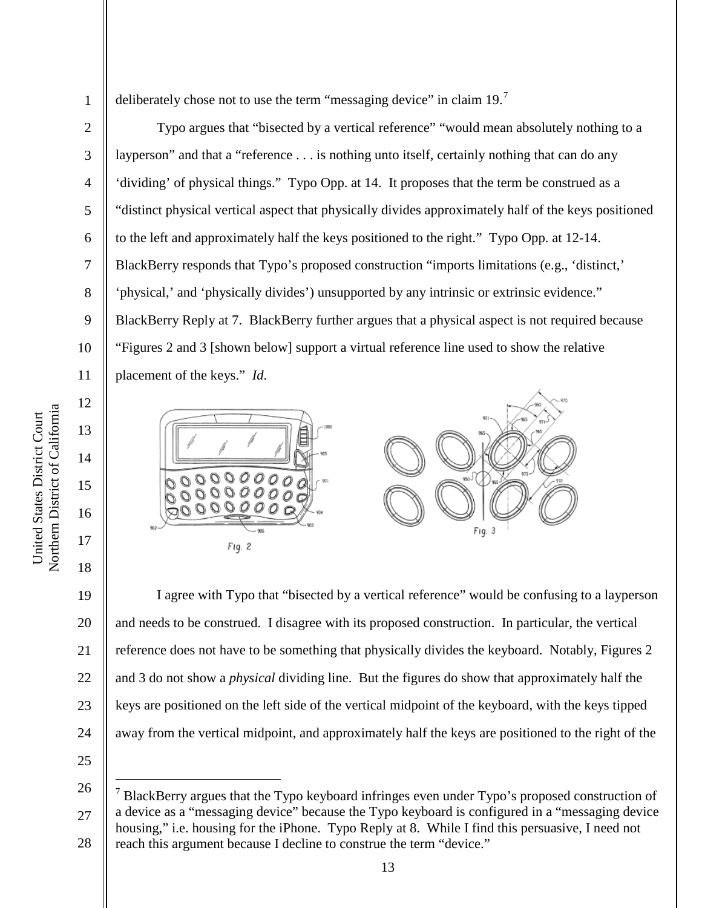deliberately chose not to use the term "messaging device" in claim 19.[7]

Typo argues that "bisected by a vertical reference" "would mean absolutely nothing to a layperson" and that a "reference . . . is nothing unto itself, certainly nothing that can do any 'dividing' of physical things." Typo Opp. at 14. It proposes that the term be construed as a "distinct physical vertical aspect that physically divides approximately half of the keys positioned to the left and approximately half the keys positioned to the right." Typo Opp. at 12-14. BlackBerry responds that Typo's proposed construction "imports limitations (e.g., 'distinct,' 'physical,' and 'physically divides') unsupported by any intrinsic or extrinsic evidence." BlackBerry Reply at 7. BlackBerry further argues that a physical aspect is not required because "Figures 2 and 3 [shown below] support a virtual reference line used to show the relative placement of the keys." *Id.*

Fig. 2

Fig. 3

I agree with Typo that "bisected by a vertical reference" would be confusing to a layperson and needs to be construed. I disagree with its proposed construction. In particular, the vertical reference does not have to be something that physically divides the keyboard. Notably, Figures 2 and 3 do not show a *physical* dividing line. But the figures do show that approximately half the keys are positioned on the left side of the vertical midpoint of the keyboard, with the keys tipped away from the vertical midpoint, and approximately half the keys are positioned to the right of the

---

[7] BlackBerry argues that the Typo keyboard infringes even under Typo's proposed construction of a device as a "messaging device" because the Typo keyboard is configured in a "messaging device housing," i.e. housing for the iPhone. Typo Reply at 8. While I find this persuasive, I need not reach this argument because I decline to construe the term "device."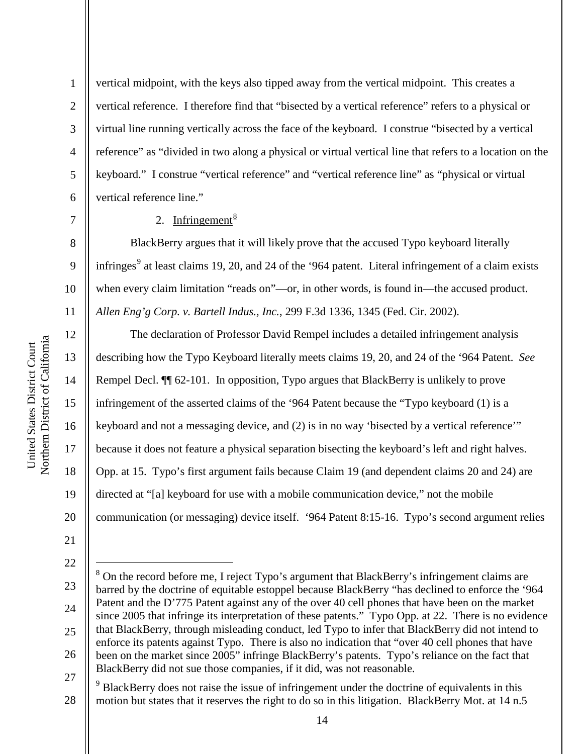vertical midpoint, with the keys also tipped away from the vertical midpoint. This creates a vertical reference. I therefore find that "bisected by a vertical reference" refers to a physical or virtual line running vertically across the face of the keyboard. I construe "bisected by a vertical reference" as "divided in two along a physical or virtual vertical line that refers to a location on the keyboard." I construe "vertical reference" and "vertical reference line" as "physical or virtual vertical reference line."

2. Infringement[8]

BlackBerry argues that it will likely prove that the accused Typo keyboard literally infringes[9] at least claims 19, 20, and 24 of the '964 patent. Literal infringement of a claim exists when every claim limitation "reads on"—or, in other words, is found in—the accused product. *Allen Eng'g Corp. v. Bartell Indus., Inc.*, 299 F.3d 1336, 1345 (Fed. Cir. 2002).

The declaration of Professor David Rempel includes a detailed infringement analysis describing how the Typo Keyboard literally meets claims 19, 20, and 24 of the '964 Patent. *See* Rempel Decl. ¶¶ 62-101. In opposition, Typo argues that BlackBerry is unlikely to prove infringement of the asserted claims of the '964 Patent because the "Typo keyboard (1) is a keyboard and not a messaging device, and (2) is in no way 'bisected by a vertical reference'" because it does not feature a physical separation bisecting the keyboard's left and right halves. Opp. at 15. Typo's first argument fails because Claim 19 (and dependent claims 20 and 24) are directed at "[a] keyboard for use with a mobile communication device," not the mobile communication (or messaging) device itself. '964 Patent 8:15-16. Typo's second argument relies

---

[8] On the record before me, I reject Typo's argument that BlackBerry's infringement claims are barred by the doctrine of equitable estoppel because BlackBerry "has declined to enforce the '964 Patent and the D'775 Patent against any of the over 40 cell phones that have been on the market since 2005 that infringe its interpretation of these patents." Typo Opp. at 22. There is no evidence that BlackBerry, through misleading conduct, led Typo to infer that BlackBerry did not intend to enforce its patents against Typo. There is also no indication that "over 40 cell phones that have been on the market since 2005" infringe BlackBerry's patents. Typo's reliance on the fact that BlackBerry did not sue those companies, if it did, was not reasonable.

[9] BlackBerry does not raise the issue of infringement under the doctrine of equivalents in this motion but states that it reserves the right to do so in this litigation. BlackBerry Mot. at 14 n.5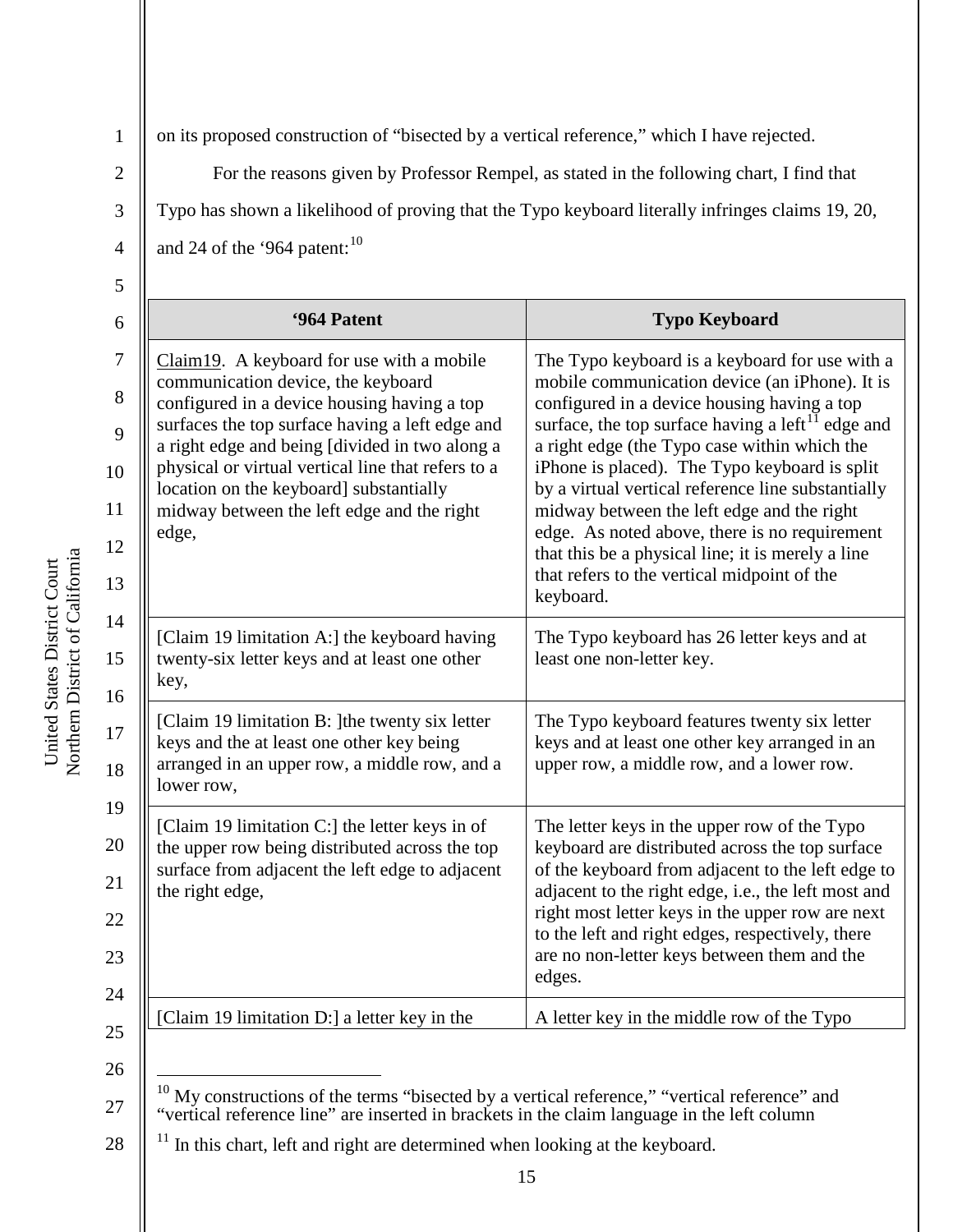on its proposed construction of "bisected by a vertical reference," which I have rejected.

For the reasons given by Professor Rempel, as stated in the following chart, I find that Typo has shown a likelihood of proving that the Typo keyboard literally infringes claims 19, 20, and 24 of the '964 patent:[10]

| '964 Patent | Typo Keyboard |
| --- | --- |
| Claim19. A keyboard for use with a mobile communication device, the keyboard configured in a device housing having a top surfaces the top surface having a left edge and a right edge and being [divided in two along a physical or virtual vertical line that refers to a location on the keyboard] substantially midway between the left edge and the right edge, | The Typo keyboard is a keyboard for use with a mobile communication device (an iPhone). It is configured in a device housing having a top surface, the top surface having a left[11] edge and a right edge (the Typo case within which the iPhone is placed). The Typo keyboard is split by a virtual vertical reference line substantially midway between the left edge and the right edge. As noted above, there is no requirement that this be a physical line; it is merely a line that refers to the vertical midpoint of the keyboard. |
| [Claim 19 limitation A:] the keyboard having twenty-six letter keys and at least one other key, | The Typo keyboard has 26 letter keys and at least one non-letter key. |
| [Claim 19 limitation B: ]the twenty six letter keys and the at least one other key being arranged in an upper row, a middle row, and a lower row, | The Typo keyboard features twenty six letter keys and at least one other key arranged in an upper row, a middle row, and a lower row. |
| [Claim 19 limitation C:] the letter keys in of the upper row being distributed across the top surface from adjacent the left edge to adjacent the right edge, | The letter keys in the upper row of the Typo keyboard are distributed across the top surface of the keyboard from adjacent to the left edge to adjacent to the right edge, i.e., the left most and right most letter keys in the upper row are next to the left and right edges, respectively, there are no non-letter keys between them and the edges. |
| [Claim 19 limitation D:] a letter key in the | A letter key in the middle row of the Typo |

[10] My constructions of the terms "bisected by a vertical reference," "vertical reference" and "vertical reference line" are inserted in brackets in the claim language in the left column

[11] In this chart, left and right are determined when looking at the keyboard.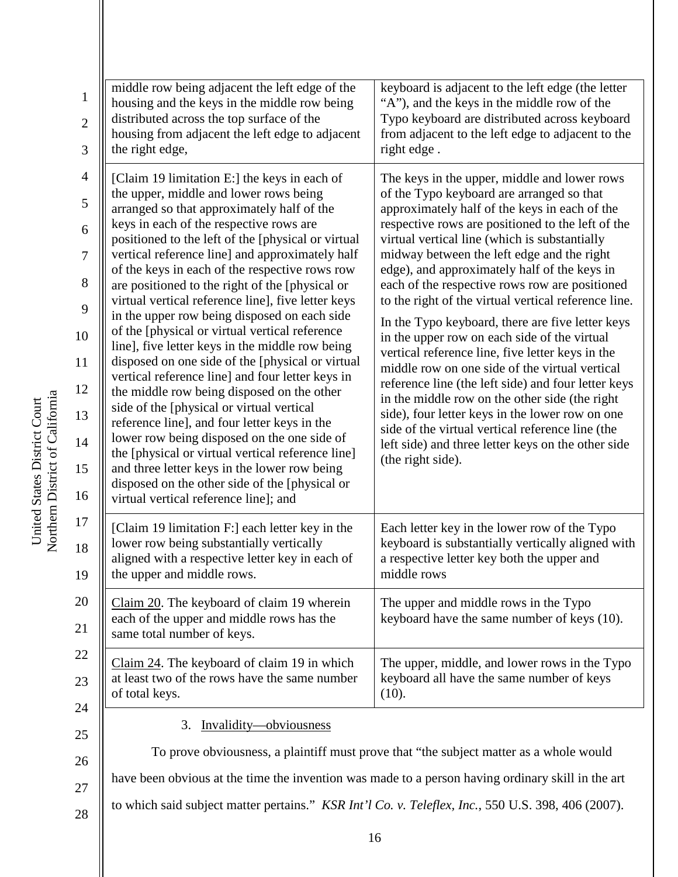| | |
|---|---|
| middle row being adjacent the left edge of the housing and the keys in the middle row being distributed across the top surface of the housing from adjacent the left edge to adjacent the right edge, | keyboard is adjacent to the left edge (the letter "A"), and the keys in the middle row of the Typo keyboard are distributed across keyboard from adjacent to the left edge to adjacent to the right edge . |
| [Claim 19 limitation E:] the keys in each of the upper, middle and lower rows being arranged so that approximately half of the keys in each of the respective rows are positioned to the left of the [physical or virtual vertical reference line] and approximately half of the keys in each of the respective rows row are positioned to the right of the [physical or virtual vertical reference line], five letter keys in the upper row being disposed on each side of the [physical or virtual vertical reference line], five letter keys in the middle row being disposed on one side of the [physical or virtual vertical reference line] and four letter keys in the middle row being disposed on the other side of the [physical or virtual vertical reference line], and four letter keys in the lower row being disposed on the one side of the [physical or virtual vertical reference line] and three letter keys in the lower row being disposed on the other side of the [physical or virtual vertical reference line]; and | The keys in the upper, middle and lower rows of the Typo keyboard are arranged so that approximately half of the keys in each of the respective rows are positioned to the left of the virtual vertical line (which is substantially midway between the left edge and the right edge), and approximately half of the keys in each of the respective rows row are positioned to the right of the virtual vertical reference line.<br><br>In the Typo keyboard, there are five letter keys in the upper row on each side of the virtual vertical reference line, five letter keys in the middle row on one side of the virtual vertical reference line (the left side) and four letter keys in the middle row on the other side (the right side), four letter keys in the lower row on one side of the virtual vertical reference line (the left side) and three letter keys on the other side (the right side). |
| [Claim 19 limitation F:] each letter key in the lower row being substantially vertically aligned with a respective letter key in each of the upper and middle rows. | Each letter key in the lower row of the Typo keyboard is substantially vertically aligned with a respective letter key both the upper and middle rows |
| Claim 20. The keyboard of claim 19 wherein each of the upper and middle rows has the same total number of keys. | The upper and middle rows in the Typo keyboard have the same number of keys (10). |
| Claim 24. The keyboard of claim 19 in which at least two of the rows have the same number of total keys. | The upper, middle, and lower rows in the Typo keyboard all have the same number of keys (10). |

### 3. Invalidity—obviousness

To prove obviousness, a plaintiff must prove that "the subject matter as a whole would have been obvious at the time the invention was made to a person having ordinary skill in the art to which said subject matter pertains." *KSR Int'l Co. v. Teleflex, Inc.*, 550 U.S. 398, 406 (2007).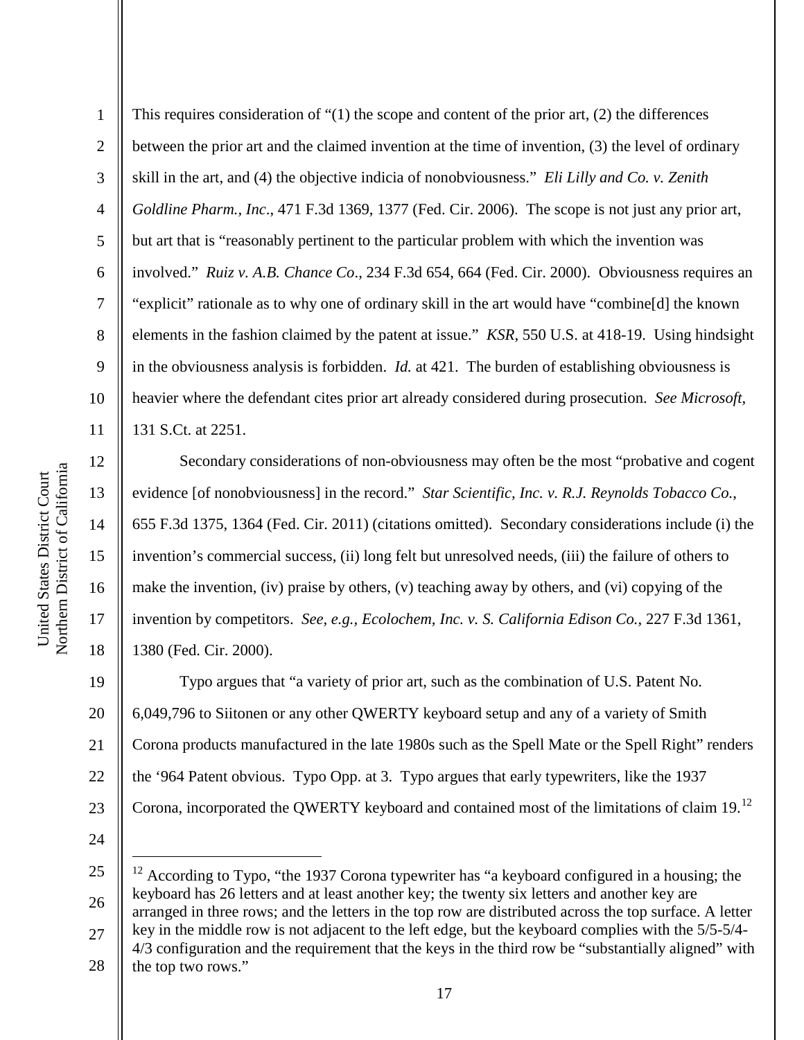This requires consideration of "(1) the scope and content of the prior art, (2) the differences between the prior art and the claimed invention at the time of invention, (3) the level of ordinary skill in the art, and (4) the objective indicia of nonobviousness." *Eli Lilly and Co. v. Zenith Goldline Pharm., Inc*., 471 F.3d 1369, 1377 (Fed. Cir. 2006). The scope is not just any prior art, but art that is "reasonably pertinent to the particular problem with which the invention was involved." *Ruiz v. A.B. Chance Co*., 234 F.3d 654, 664 (Fed. Cir. 2000). Obviousness requires an "explicit" rationale as to why one of ordinary skill in the art would have "combine[d] the known elements in the fashion claimed by the patent at issue." *KSR*, 550 U.S. at 418-19. Using hindsight in the obviousness analysis is forbidden. *Id.* at 421. The burden of establishing obviousness is heavier where the defendant cites prior art already considered during prosecution. *See Microsoft*, 131 S.Ct. at 2251.

Secondary considerations of non-obviousness may often be the most "probative and cogent evidence [of nonobviousness] in the record." *Star Scientific, Inc. v. R.J. Reynolds Tobacco Co.*, 655 F.3d 1375, 1364 (Fed. Cir. 2011) (citations omitted). Secondary considerations include (i) the invention's commercial success, (ii) long felt but unresolved needs, (iii) the failure of others to make the invention, (iv) praise by others, (v) teaching away by others, and (vi) copying of the invention by competitors. *See, e.g., Ecolochem, Inc. v. S. California Edison Co.*, 227 F.3d 1361, 1380 (Fed. Cir. 2000).

Typo argues that "a variety of prior art, such as the combination of U.S. Patent No. 6,049,796 to Siitonen or any other QWERTY keyboard setup and any of a variety of Smith Corona products manufactured in the late 1980s such as the Spell Mate or the Spell Right" renders the '964 Patent obvious. Typo Opp. at 3. Typo argues that early typewriters, like the 1937 Corona, incorporated the QWERTY keyboard and contained most of the limitations of claim 19.[12]

---

[12] According to Typo, "the 1937 Corona typewriter has "a keyboard configured in a housing; the keyboard has 26 letters and at least another key; the twenty six letters and another key are arranged in three rows; and the letters in the top row are distributed across the top surface. A letter key in the middle row is not adjacent to the left edge, but the keyboard complies with the 5/5-5/4-4/3 configuration and the requirement that the keys in the third row be "substantially aligned" with the top two rows."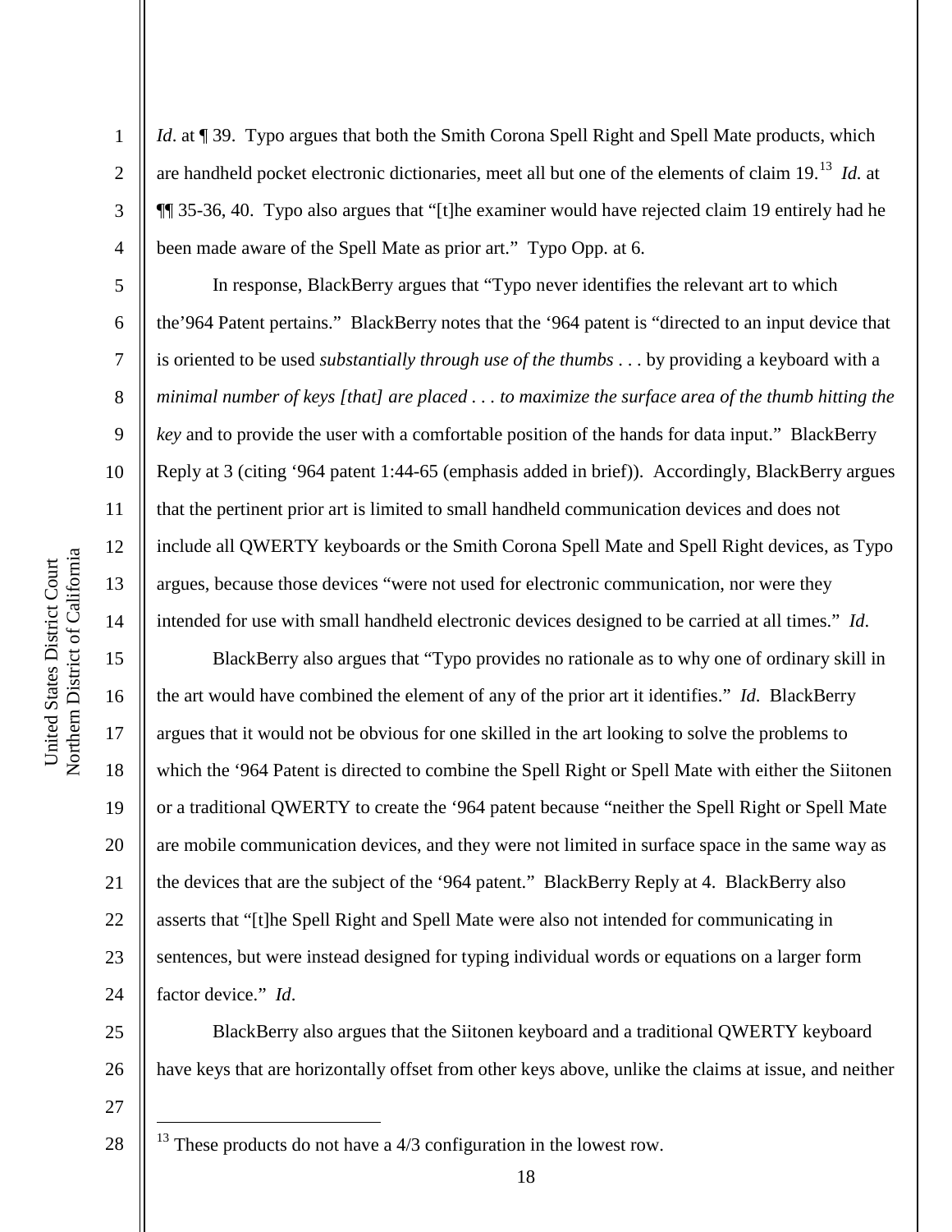*Id*. at ¶ 39. Typo argues that both the Smith Corona Spell Right and Spell Mate products, which are handheld pocket electronic dictionaries, meet all but one of the elements of claim 19.[13] *Id.* at ¶¶ 35-36, 40. Typo also argues that "[t]he examiner would have rejected claim 19 entirely had he been made aware of the Spell Mate as prior art." Typo Opp. at 6.

In response, BlackBerry argues that "Typo never identifies the relevant art to which the'964 Patent pertains." BlackBerry notes that the '964 patent is "directed to an input device that is oriented to be used *substantially through use of the thumbs* . . . by providing a keyboard with a *minimal number of keys [that] are placed . . . to maximize the surface area of the thumb hitting the key* and to provide the user with a comfortable position of the hands for data input." BlackBerry Reply at 3 (citing '964 patent 1:44-65 (emphasis added in brief)). Accordingly, BlackBerry argues that the pertinent prior art is limited to small handheld communication devices and does not include all QWERTY keyboards or the Smith Corona Spell Mate and Spell Right devices, as Typo argues, because those devices "were not used for electronic communication, nor were they intended for use with small handheld electronic devices designed to be carried at all times." *Id*.

BlackBerry also argues that "Typo provides no rationale as to why one of ordinary skill in the art would have combined the element of any of the prior art it identifies." *Id*. BlackBerry argues that it would not be obvious for one skilled in the art looking to solve the problems to which the '964 Patent is directed to combine the Spell Right or Spell Mate with either the Siitonen or a traditional QWERTY to create the '964 patent because "neither the Spell Right or Spell Mate are mobile communication devices, and they were not limited in surface space in the same way as the devices that are the subject of the '964 patent." BlackBerry Reply at 4. BlackBerry also asserts that "[t]he Spell Right and Spell Mate were also not intended for communicating in sentences, but were instead designed for typing individual words or equations on a larger form factor device." *Id*.

BlackBerry also argues that the Siitonen keyboard and a traditional QWERTY keyboard have keys that are horizontally offset from other keys above, unlike the claims at issue, and neither

---

[13] These products do not have a 4/3 configuration in the lowest row.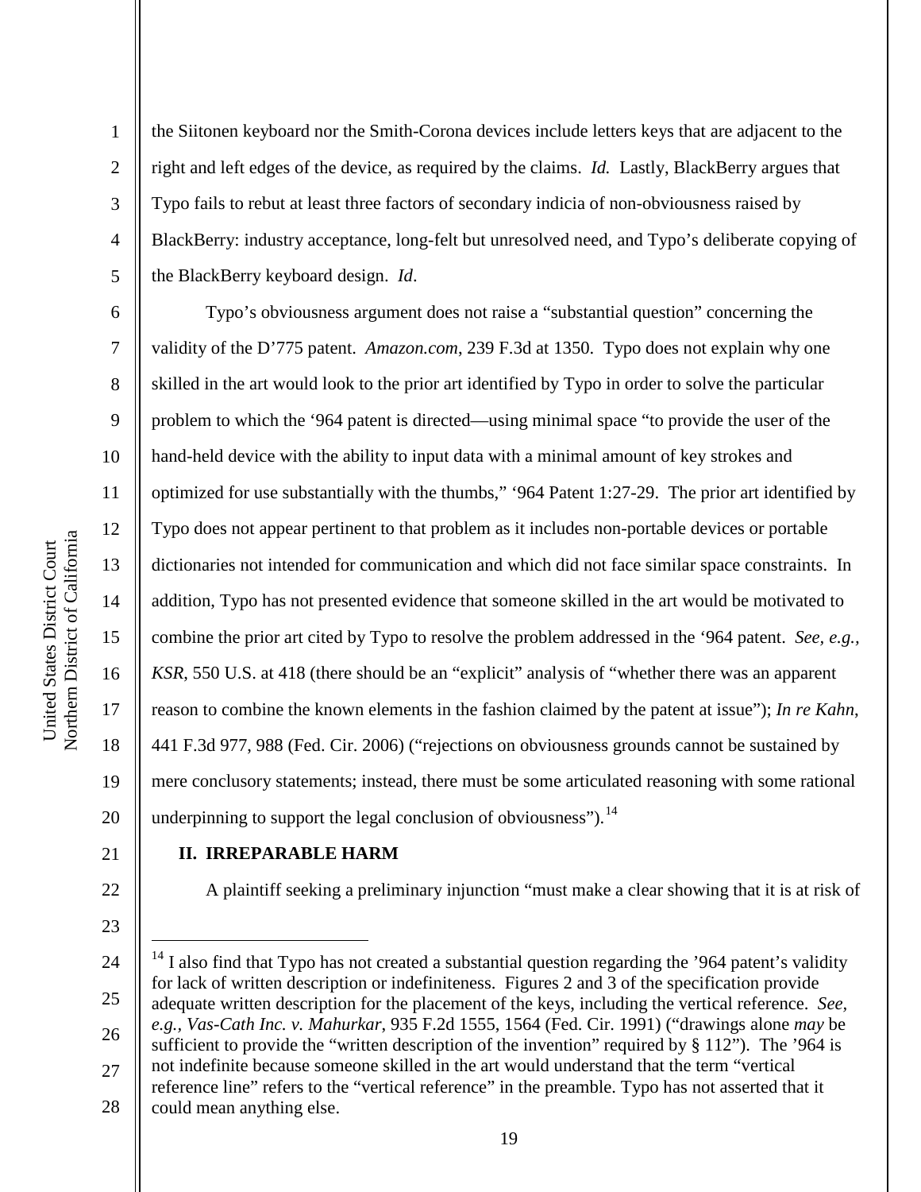the Siitonen keyboard nor the Smith-Corona devices include letters keys that are adjacent to the right and left edges of the device, as required by the claims. *Id.* Lastly, BlackBerry argues that Typo fails to rebut at least three factors of secondary indicia of non-obviousness raised by BlackBerry: industry acceptance, long-felt but unresolved need, and Typo's deliberate copying of the BlackBerry keyboard design. *Id*.

Typo's obviousness argument does not raise a "substantial question" concerning the validity of the D'775 patent. *Amazon.com*, 239 F.3d at 1350. Typo does not explain why one skilled in the art would look to the prior art identified by Typo in order to solve the particular problem to which the '964 patent is directed—using minimal space "to provide the user of the hand-held device with the ability to input data with a minimal amount of key strokes and optimized for use substantially with the thumbs," '964 Patent 1:27-29. The prior art identified by Typo does not appear pertinent to that problem as it includes non-portable devices or portable dictionaries not intended for communication and which did not face similar space constraints. In addition, Typo has not presented evidence that someone skilled in the art would be motivated to combine the prior art cited by Typo to resolve the problem addressed in the '964 patent. *See, e.g., KSR*, 550 U.S. at 418 (there should be an "explicit" analysis of "whether there was an apparent reason to combine the known elements in the fashion claimed by the patent at issue"); *In re Kahn*, 441 F.3d 977, 988 (Fed. Cir. 2006) ("rejections on obviousness grounds cannot be sustained by mere conclusory statements; instead, there must be some articulated reasoning with some rational underpinning to support the legal conclusion of obviousness").[14]

## II. IRREPARABLE HARM

A plaintiff seeking a preliminary injunction "must make a clear showing that it is at risk of

---

[14] I also find that Typo has not created a substantial question regarding the '964 patent's validity for lack of written description or indefiniteness. Figures 2 and 3 of the specification provide adequate written description for the placement of the keys, including the vertical reference. *See, e.g., Vas-Cath Inc. v. Mahurkar*, 935 F.2d 1555, 1564 (Fed. Cir. 1991) ("drawings alone *may* be sufficient to provide the "written description of the invention" required by § 112"). The '964 is not indefinite because someone skilled in the art would understand that the term "vertical reference line" refers to the "vertical reference" in the preamble. Typo has not asserted that it could mean anything else.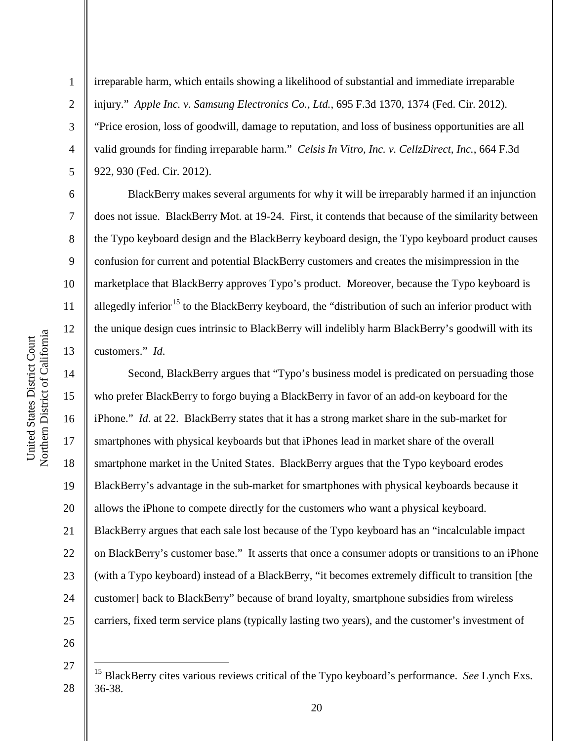irreparable harm, which entails showing a likelihood of substantial and immediate irreparable injury." *Apple Inc. v. Samsung Electronics Co., Ltd.*, 695 F.3d 1370, 1374 (Fed. Cir. 2012). "Price erosion, loss of goodwill, damage to reputation, and loss of business opportunities are all valid grounds for finding irreparable harm." *Celsis In Vitro, Inc. v. CellzDirect, Inc.*, 664 F.3d 922, 930 (Fed. Cir. 2012).

BlackBerry makes several arguments for why it will be irreparably harmed if an injunction does not issue. BlackBerry Mot. at 19-24. First, it contends that because of the similarity between the Typo keyboard design and the BlackBerry keyboard design, the Typo keyboard product causes confusion for current and potential BlackBerry customers and creates the misimpression in the marketplace that BlackBerry approves Typo's product. Moreover, because the Typo keyboard is allegedly inferior[15] to the BlackBerry keyboard, the "distribution of such an inferior product with the unique design cues intrinsic to BlackBerry will indelibly harm BlackBerry's goodwill with its customers." *Id*.

Second, BlackBerry argues that "Typo's business model is predicated on persuading those who prefer BlackBerry to forgo buying a BlackBerry in favor of an add-on keyboard for the iPhone." *Id*. at 22. BlackBerry states that it has a strong market share in the sub-market for smartphones with physical keyboards but that iPhones lead in market share of the overall smartphone market in the United States. BlackBerry argues that the Typo keyboard erodes BlackBerry's advantage in the sub-market for smartphones with physical keyboards because it allows the iPhone to compete directly for the customers who want a physical keyboard. BlackBerry argues that each sale lost because of the Typo keyboard has an "incalculable impact on BlackBerry's customer base." It asserts that once a consumer adopts or transitions to an iPhone (with a Typo keyboard) instead of a BlackBerry, "it becomes extremely difficult to transition [the customer] back to BlackBerry" because of brand loyalty, smartphone subsidies from wireless carriers, fixed term service plans (typically lasting two years), and the customer's investment of

[15] BlackBerry cites various reviews critical of the Typo keyboard's performance. *See* Lynch Exs. 36-38.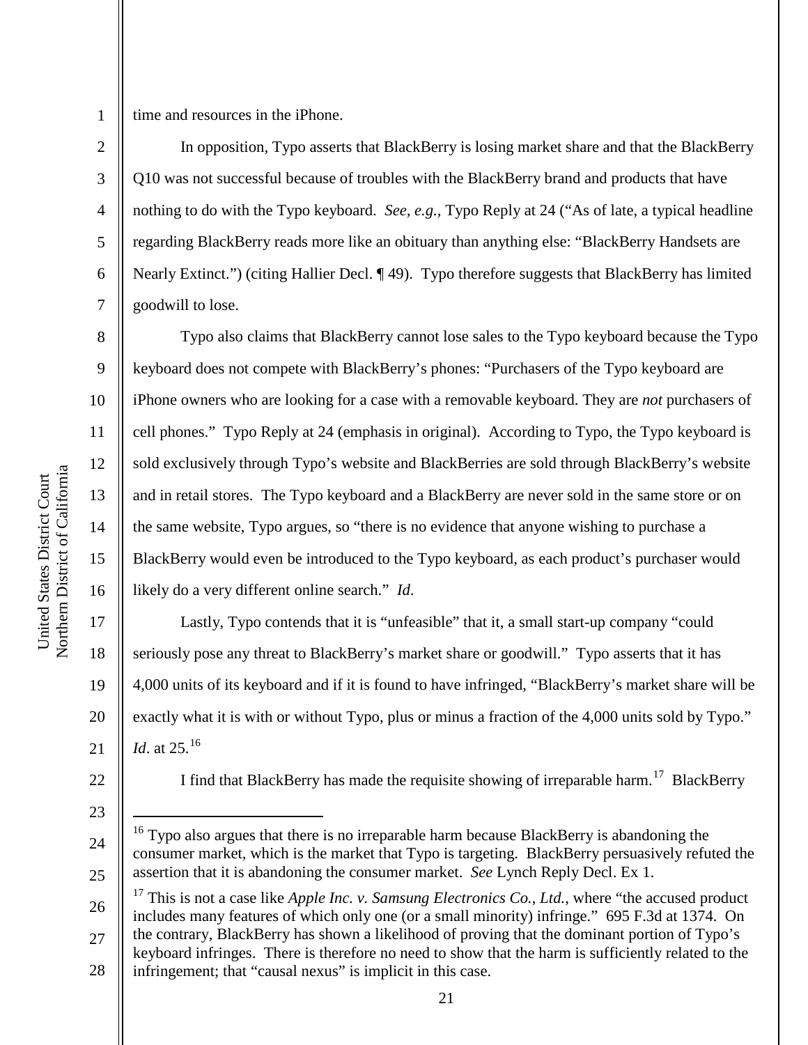time and resources in the iPhone.

In opposition, Typo asserts that BlackBerry is losing market share and that the BlackBerry Q10 was not successful because of troubles with the BlackBerry brand and products that have nothing to do with the Typo keyboard. *See, e.g.*, Typo Reply at 24 ("As of late, a typical headline regarding BlackBerry reads more like an obituary than anything else: "BlackBerry Handsets are Nearly Extinct.") (citing Hallier Decl. ¶ 49). Typo therefore suggests that BlackBerry has limited goodwill to lose.

Typo also claims that BlackBerry cannot lose sales to the Typo keyboard because the Typo keyboard does not compete with BlackBerry's phones: "Purchasers of the Typo keyboard are iPhone owners who are looking for a case with a removable keyboard. They are *not* purchasers of cell phones." Typo Reply at 24 (emphasis in original). According to Typo, the Typo keyboard is sold exclusively through Typo's website and BlackBerries are sold through BlackBerry's website and in retail stores. The Typo keyboard and a BlackBerry are never sold in the same store or on the same website, Typo argues, so "there is no evidence that anyone wishing to purchase a BlackBerry would even be introduced to the Typo keyboard, as each product's purchaser would likely do a very different online search." *Id.*

Lastly, Typo contends that it is "unfeasible" that it, a small start-up company "could seriously pose any threat to BlackBerry's market share or goodwill." Typo asserts that it has 4,000 units of its keyboard and if it is found to have infringed, "BlackBerry's market share will be exactly what it is with or without Typo, plus or minus a fraction of the 4,000 units sold by Typo." *Id*. at 25.[16]

I find that BlackBerry has made the requisite showing of irreparable harm.[17] BlackBerry

---

[16] Typo also argues that there is no irreparable harm because BlackBerry is abandoning the consumer market, which is the market that Typo is targeting. BlackBerry persuasively refuted the assertion that it is abandoning the consumer market. *See* Lynch Reply Decl. Ex 1.

[17] This is not a case like *Apple Inc. v. Samsung Electronics Co., Ltd.*, where "the accused product includes many features of which only one (or a small minority) infringe." 695 F.3d at 1374. On the contrary, BlackBerry has shown a likelihood of proving that the dominant portion of Typo's keyboard infringes. There is therefore no need to show that the harm is sufficiently related to the infringement; that "causal nexus" is implicit in this case.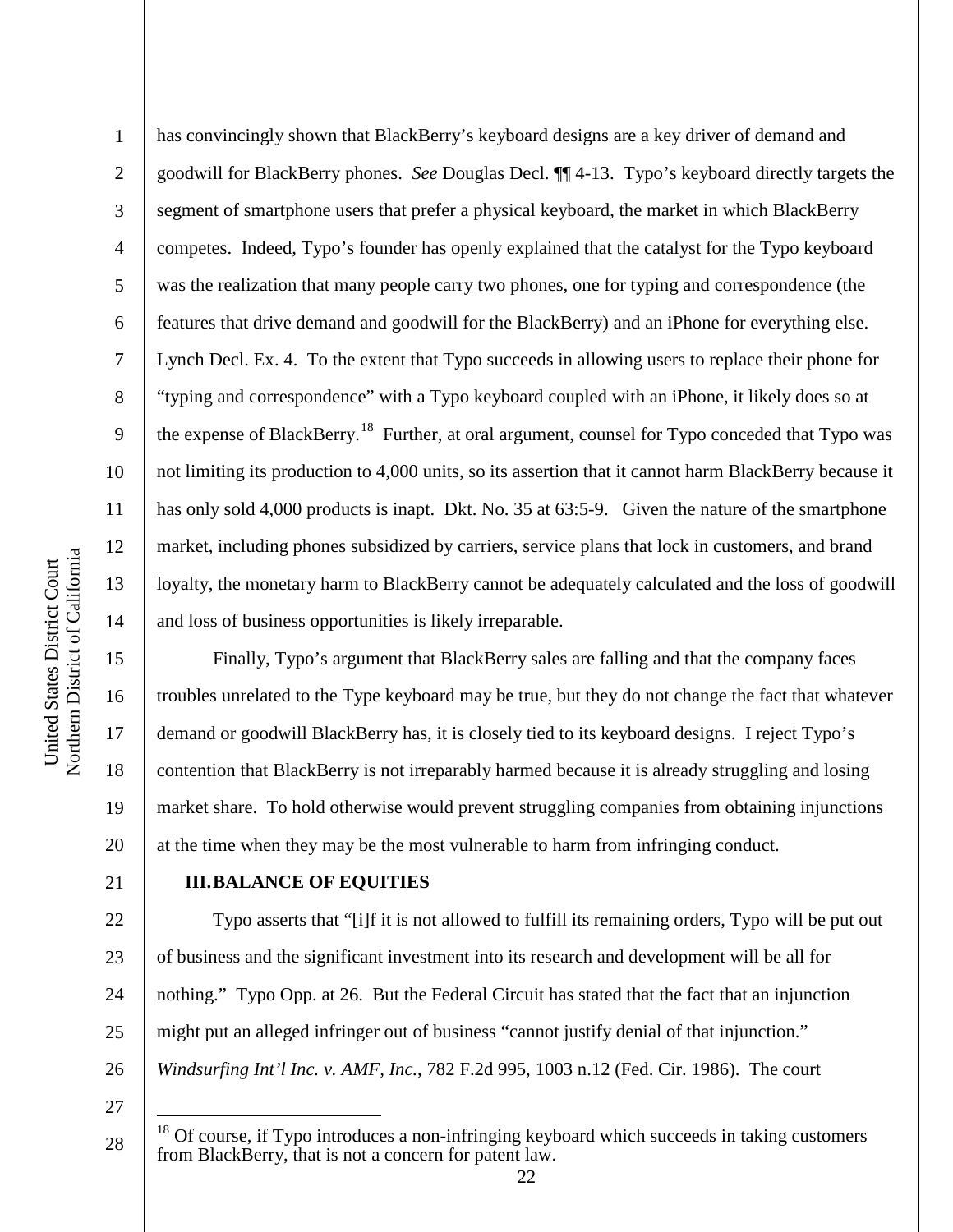has convincingly shown that BlackBerry's keyboard designs are a key driver of demand and goodwill for BlackBerry phones. *See* Douglas Decl. ¶¶ 4-13. Typo's keyboard directly targets the segment of smartphone users that prefer a physical keyboard, the market in which BlackBerry competes. Indeed, Typo's founder has openly explained that the catalyst for the Typo keyboard was the realization that many people carry two phones, one for typing and correspondence (the features that drive demand and goodwill for the BlackBerry) and an iPhone for everything else. Lynch Decl. Ex. 4. To the extent that Typo succeeds in allowing users to replace their phone for "typing and correspondence" with a Typo keyboard coupled with an iPhone, it likely does so at the expense of BlackBerry.[18] Further, at oral argument, counsel for Typo conceded that Typo was not limiting its production to 4,000 units, so its assertion that it cannot harm BlackBerry because it has only sold 4,000 products is inapt. Dkt. No. 35 at 63:5-9. Given the nature of the smartphone market, including phones subsidized by carriers, service plans that lock in customers, and brand loyalty, the monetary harm to BlackBerry cannot be adequately calculated and the loss of goodwill and loss of business opportunities is likely irreparable.

Finally, Typo's argument that BlackBerry sales are falling and that the company faces troubles unrelated to the Type keyboard may be true, but they do not change the fact that whatever demand or goodwill BlackBerry has, it is closely tied to its keyboard designs. I reject Typo's contention that BlackBerry is not irreparably harmed because it is already struggling and losing market share. To hold otherwise would prevent struggling companies from obtaining injunctions at the time when they may be the most vulnerable to harm from infringing conduct.

## III. BALANCE OF EQUITIES

Typo asserts that "[i]f it is not allowed to fulfill its remaining orders, Typo will be put out of business and the significant investment into its research and development will be all for nothing." Typo Opp. at 26. But the Federal Circuit has stated that the fact that an injunction might put an alleged infringer out of business "cannot justify denial of that injunction." *Windsurfing Int'l Inc. v. AMF, Inc.*, 782 F.2d 995, 1003 n.12 (Fed. Cir. 1986). The court

[18] Of course, if Typo introduces a non-infringing keyboard which succeeds in taking customers from BlackBerry, that is not a concern for patent law.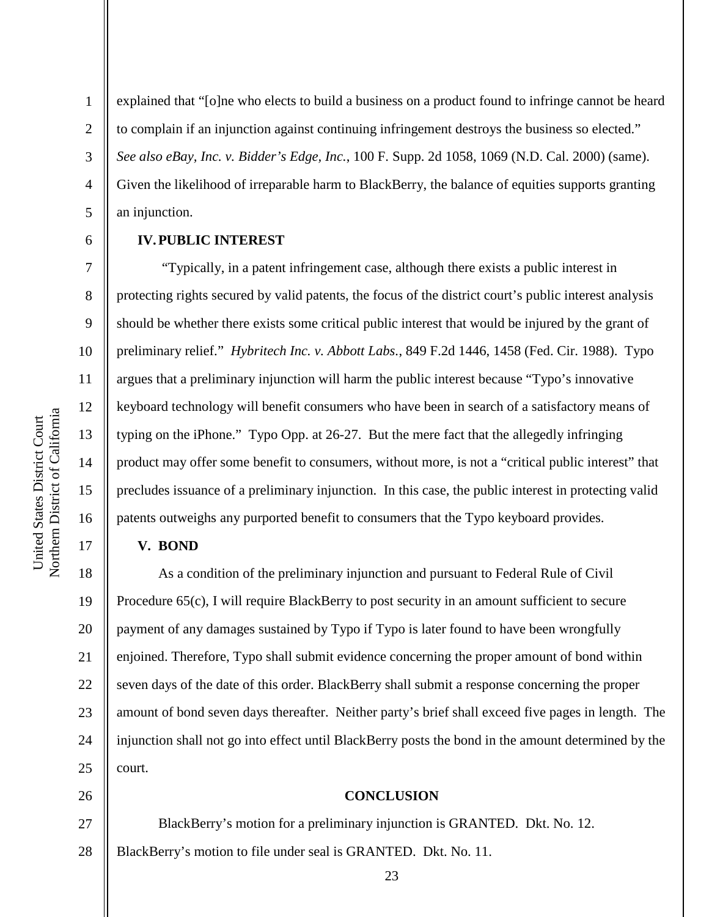explained that "[o]ne who elects to build a business on a product found to infringe cannot be heard to complain if an injunction against continuing infringement destroys the business so elected." *See also eBay, Inc. v. Bidder's Edge, Inc.*, 100 F. Supp. 2d 1058, 1069 (N.D. Cal. 2000) (same). Given the likelihood of irreparable harm to BlackBerry, the balance of equities supports granting an injunction.

## IV. PUBLIC INTEREST

"Typically, in a patent infringement case, although there exists a public interest in protecting rights secured by valid patents, the focus of the district court's public interest analysis should be whether there exists some critical public interest that would be injured by the grant of preliminary relief." *Hybritech Inc. v. Abbott Labs.*, 849 F.2d 1446, 1458 (Fed. Cir. 1988). Typo argues that a preliminary injunction will harm the public interest because "Typo's innovative keyboard technology will benefit consumers who have been in search of a satisfactory means of typing on the iPhone." Typo Opp. at 26-27. But the mere fact that the allegedly infringing product may offer some benefit to consumers, without more, is not a "critical public interest" that precludes issuance of a preliminary injunction. In this case, the public interest in protecting valid patents outweighs any purported benefit to consumers that the Typo keyboard provides.

## V. BOND

As a condition of the preliminary injunction and pursuant to Federal Rule of Civil Procedure 65(c), I will require BlackBerry to post security in an amount sufficient to secure payment of any damages sustained by Typo if Typo is later found to have been wrongfully enjoined. Therefore, Typo shall submit evidence concerning the proper amount of bond within seven days of the date of this order. BlackBerry shall submit a response concerning the proper amount of bond seven days thereafter. Neither party's brief shall exceed five pages in length. The injunction shall not go into effect until BlackBerry posts the bond in the amount determined by the court.

## CONCLUSION

BlackBerry's motion for a preliminary injunction is GRANTED. Dkt. No. 12. BlackBerry's motion to file under seal is GRANTED. Dkt. No. 11.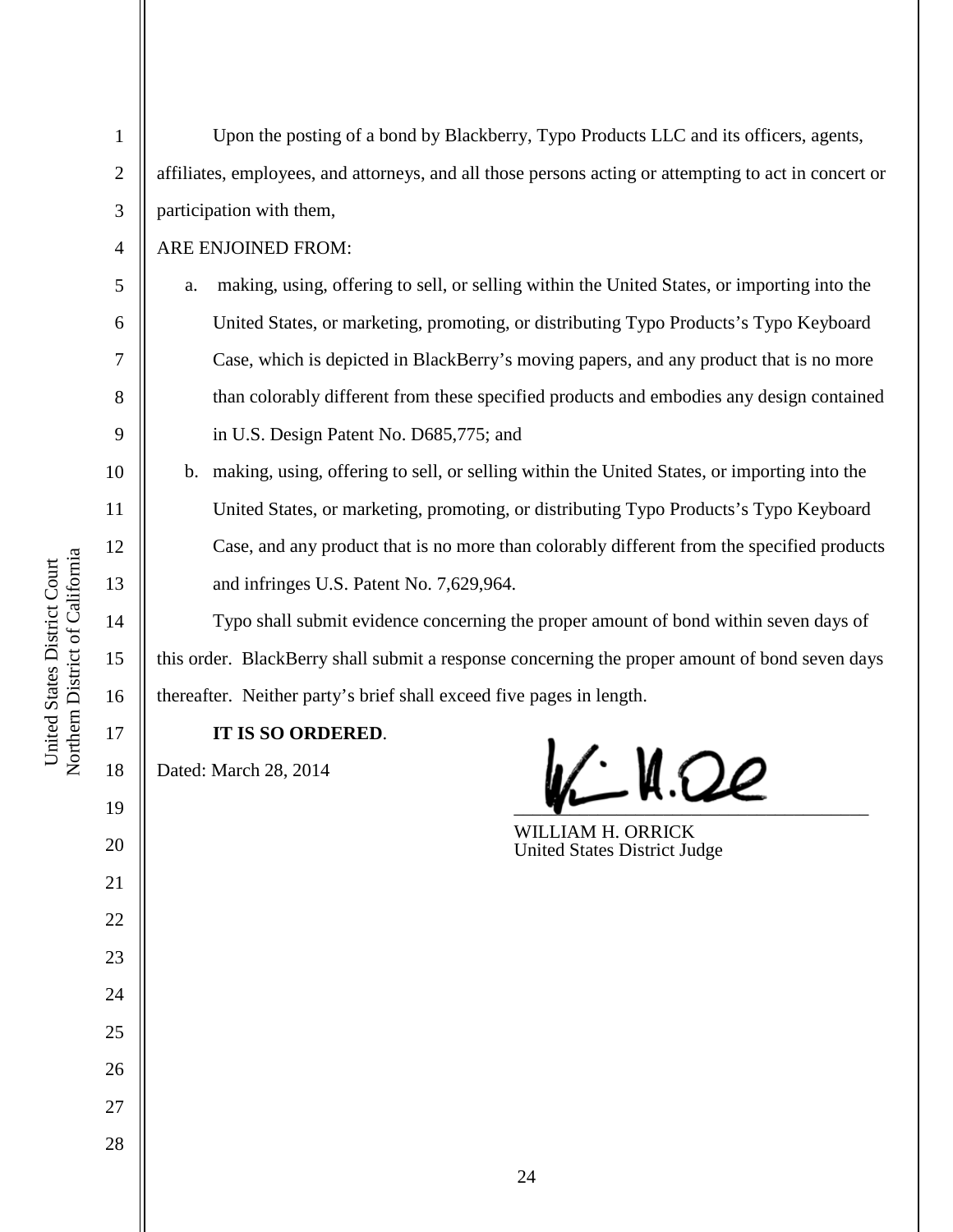Upon the posting of a bond by Blackberry, Typo Products LLC and its officers, agents, affiliates, employees, and attorneys, and all those persons acting or attempting to act in concert or participation with them,

ARE ENJOINED FROM:

a. making, using, offering to sell, or selling within the United States, or importing into the United States, or marketing, promoting, or distributing Typo Products's Typo Keyboard Case, which is depicted in BlackBerry's moving papers, and any product that is no more than colorably different from these specified products and embodies any design contained in U.S. Design Patent No. D685,775; and

b. making, using, offering to sell, or selling within the United States, or importing into the United States, or marketing, promoting, or distributing Typo Products's Typo Keyboard Case, and any product that is no more than colorably different from the specified products and infringes U.S. Patent No. 7,629,964.

Typo shall submit evidence concerning the proper amount of bond within seven days of this order. BlackBerry shall submit a response concerning the proper amount of bond seven days thereafter. Neither party's brief shall exceed five pages in length.

**IT IS SO ORDERED**.

Dated: March 28, 2014

WILLIAM H. ORRICK
United States District Judge